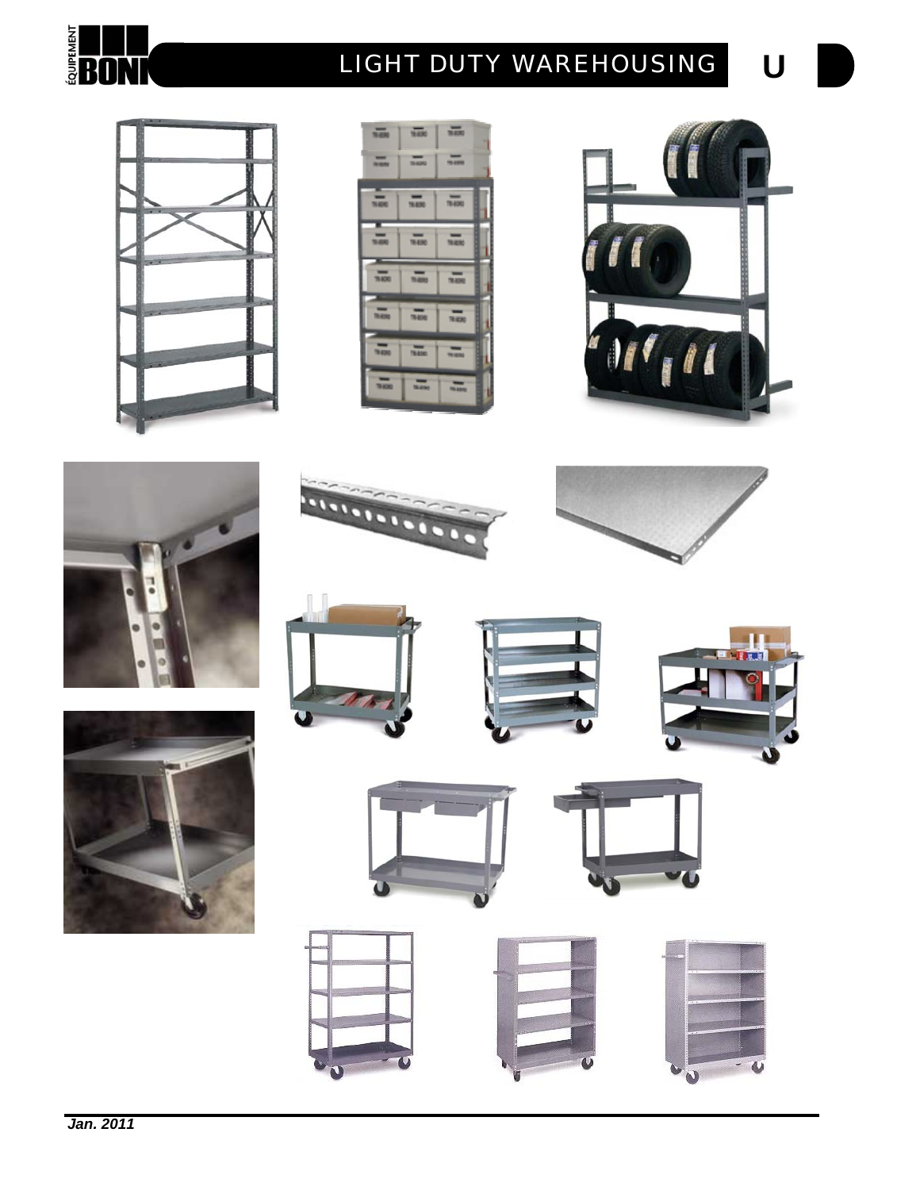# LIGHT DUTY WAREHOUSING

U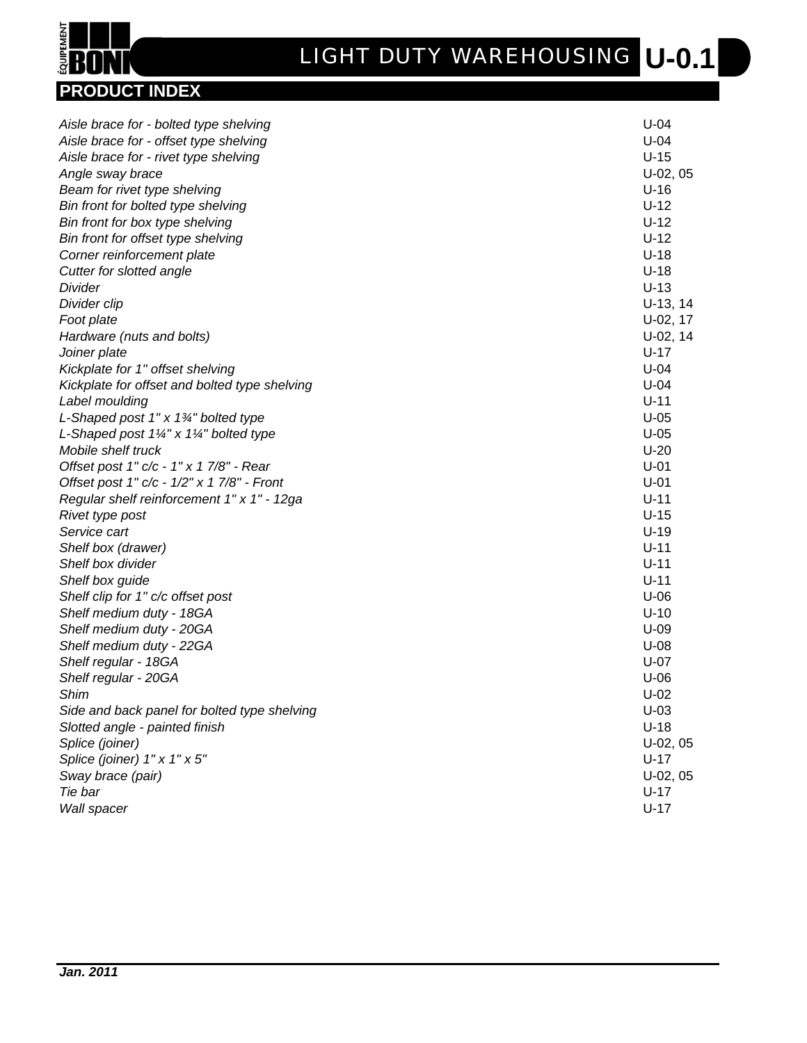# LIGHT DUTY WAREHOUSING U-0.1

## PRODUCT INDEX

| | |
|---|---|
| *Aisle brace for - bolted type shelving* | U-04 |
| *Aisle brace for - offset type shelving* | U-04 |
| *Aisle brace for - rivet type shelving* | U-15 |
| *Angle sway brace* | U-02, 05 |
| *Beam for rivet type shelving* | U-16 |
| *Bin front for bolted type shelving* | U-12 |
| *Bin front for box type shelving* | U-12 |
| *Bin front for offset type shelving* | U-12 |
| *Corner reinforcement plate* | U-18 |
| *Cutter for slotted angle* | U-18 |
| *Divider* | U-13 |
| *Divider clip* | U-13, 14 |
| *Foot plate* | U-02, 17 |
| *Hardware (nuts and bolts)* | U-02, 14 |
| *Joiner plate* | U-17 |
| *Kickplate for 1" offset shelving* | U-04 |
| *Kickplate for offset and bolted type shelving* | U-04 |
| *Label moulding* | U-11 |
| *L-Shaped post 1" x 1¾" bolted type* | U-05 |
| *L-Shaped post 1¼" x 1¼" bolted type* | U-05 |
| *Mobile shelf truck* | U-20 |
| *Offset post 1" c/c - 1" x 1 7/8" - Rear* | U-01 |
| *Offset post 1" c/c - 1/2" x 1 7/8" - Front* | U-01 |
| *Regular shelf reinforcement 1" x 1" - 12ga* | U-11 |
| *Rivet type post* | U-15 |
| *Service cart* | U-19 |
| *Shelf box (drawer)* | U-11 |
| *Shelf box divider* | U-11 |
| *Shelf box guide* | U-11 |
| *Shelf clip for 1" c/c offset post* | U-06 |
| *Shelf medium duty - 18GA* | U-10 |
| *Shelf medium duty - 20GA* | U-09 |
| *Shelf medium duty - 22GA* | U-08 |
| *Shelf regular - 18GA* | U-07 |
| *Shelf regular - 20GA* | U-06 |
| *Shim* | U-02 |
| *Side and back panel for bolted type shelving* | U-03 |
| *Slotted angle - painted finish* | U-18 |
| *Splice (joiner)* | U-02, 05 |
| *Splice (joiner) 1" x 1" x 5"* | U-17 |
| *Sway brace (pair)* | U-02, 05 |
| *Tie bar* | U-17 |
| *Wall spacer* | U-17 |

***Jan. 2011***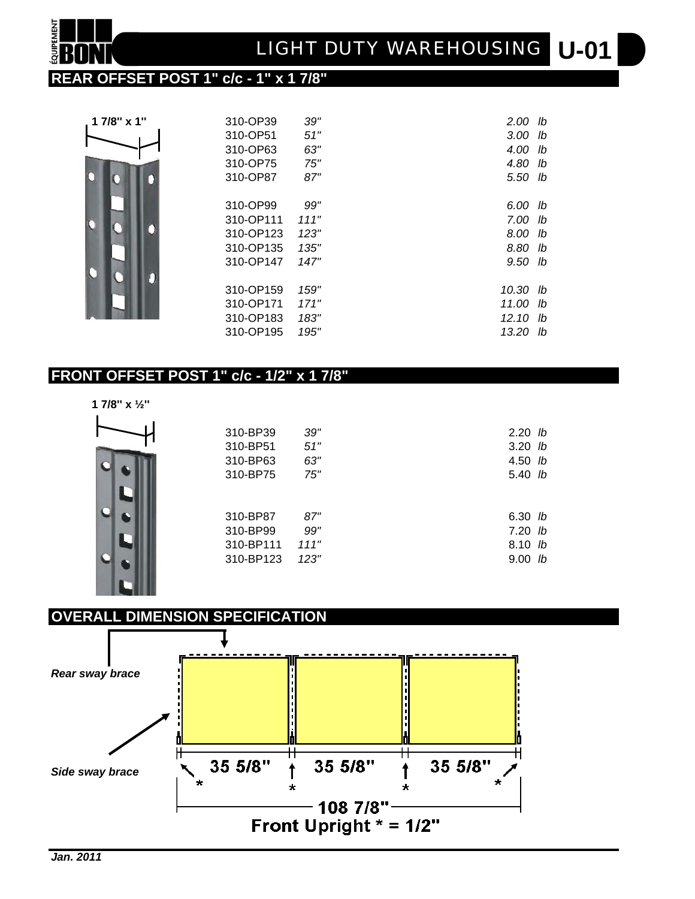# LIGHT DUTY WAREHOUSING U-01

## REAR OFFSET POST 1" c/c - 1" x 1 7/8"

1 7/8" x 1"

| Part | Length | Weight |
|---|---|---|
| 310-OP39 | *39"* | *2.00 lb* |
| 310-OP51 | *51"* | *3.00 lb* |
| 310-OP63 | *63"* | *4.00 lb* |
| 310-OP75 | *75"* | *4.80 lb* |
| 310-OP87 | *87"* | *5.50 lb* |
| 310-OP99 | *99"* | *6.00 lb* |
| 310-OP111 | *111"* | *7.00 lb* |
| 310-OP123 | *123"* | *8.00 lb* |
| 310-OP135 | *135"* | *8.80 lb* |
| 310-OP147 | *147"* | *9.50 lb* |
| 310-OP159 | *159"* | *10.30 lb* |
| 310-OP171 | *171"* | *11.00 lb* |
| 310-OP183 | *183"* | *12.10 lb* |
| 310-OP195 | *195"* | *13.20 lb* |

## FRONT OFFSET POST 1" c/c - 1/2" x 1 7/8"

1 7/8" x ½"

| Part | Length | Weight |
|---|---|---|
| 310-BP39 | *39"* | 2.20 *lb* |
| 310-BP51 | *51"* | 3.20 *lb* |
| 310-BP63 | *63"* | 4.50 *lb* |
| 310-BP75 | *75"* | 5.40 *lb* |
| 310-BP87 | *87"* | 6.30 *lb* |
| 310-BP99 | *99"* | 7.20 *lb* |
| 310-BP111 | *111"* | 8.10 *lb* |
| 310-BP123 | *123"* | 9.00 *lb* |

## OVERALL DIMENSION SPECIFICATION

*Rear sway brace*

*Side sway brace*

35 5/8" * 35 5/8" * 35 5/8" *

108 7/8"

**Front Upright * = 1/2"**

***Jan. 2011***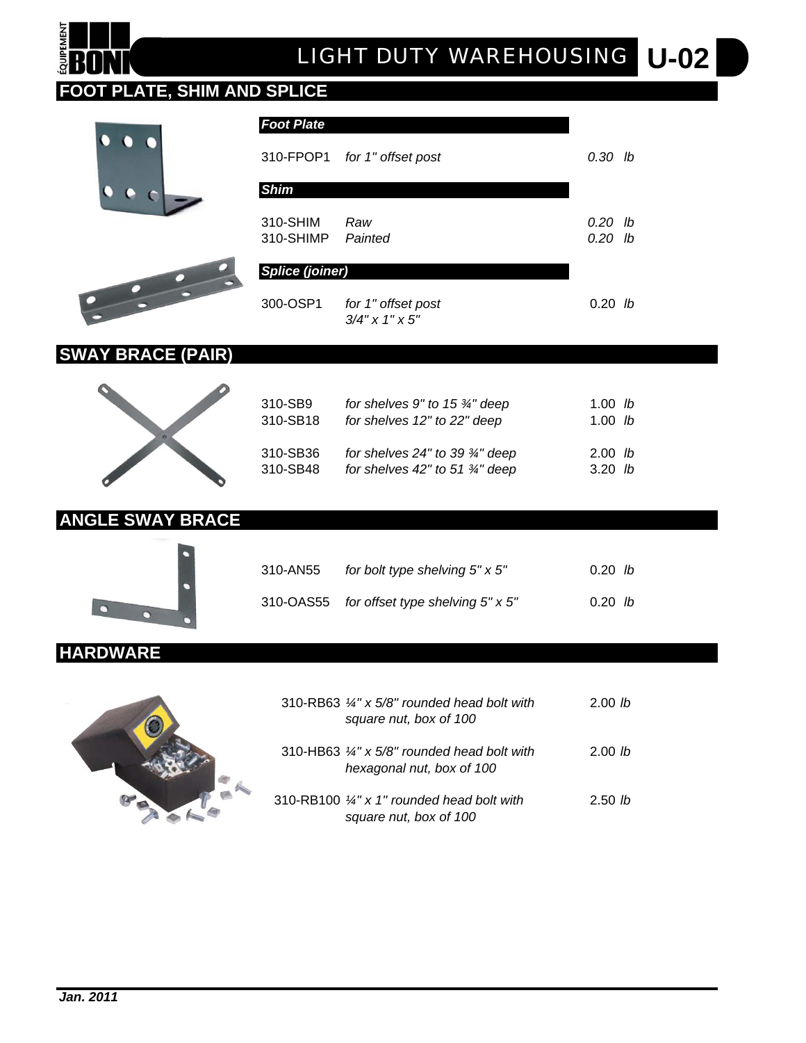# LIGHT DUTY WAREHOUSING U-02

## FOOT PLATE, SHIM AND SPLICE

### *Foot Plate*

| | | |
|---|---|---|
| 310-FPOP1 | *for 1" offset post* | *0.30 lb* |

### *Shim*

| | | |
|---|---|---|
| 310-SHIM | *Raw* | *0.20 lb* |
| 310-SHIMP | *Painted* | *0.20 lb* |

### *Splice (joiner)*

| | | |
|---|---|---|
| 300-OSP1 | *for 1" offset post 3/4" x 1" x 5"* | 0.20 *lb* |

## SWAY BRACE (PAIR)

| | | |
|---|---|---|
| 310-SB9 | *for shelves 9" to 15 ¾" deep* | 1.00 *lb* |
| 310-SB18 | *for shelves 12" to 22" deep* | 1.00 *lb* |
| 310-SB36 | *for shelves 24" to 39 ¾" deep* | 2.00 *lb* |
| 310-SB48 | *for shelves 42" to 51 ¾" deep* | 3.20 *lb* |

## ANGLE SWAY BRACE

| | | |
|---|---|---|
| 310-AN55 | *for bolt type shelving 5" x 5"* | 0.20 *lb* |
| 310-OAS55 | *for offset type shelving 5" x 5"* | 0.20 *lb* |

## HARDWARE

| | | |
|---|---|---|
| 310-RB63 | *¼" x 5/8" rounded head bolt with square nut, box of 100* | 2.00 *lb* |
| 310-HB63 | *¼" x 5/8" rounded head bolt with hexagonal nut, box of 100* | 2.00 *lb* |
| 310-RB100 | *¼" x 1" rounded head bolt with square nut, box of 100* | 2.50 *lb* |

***Jan. 2011***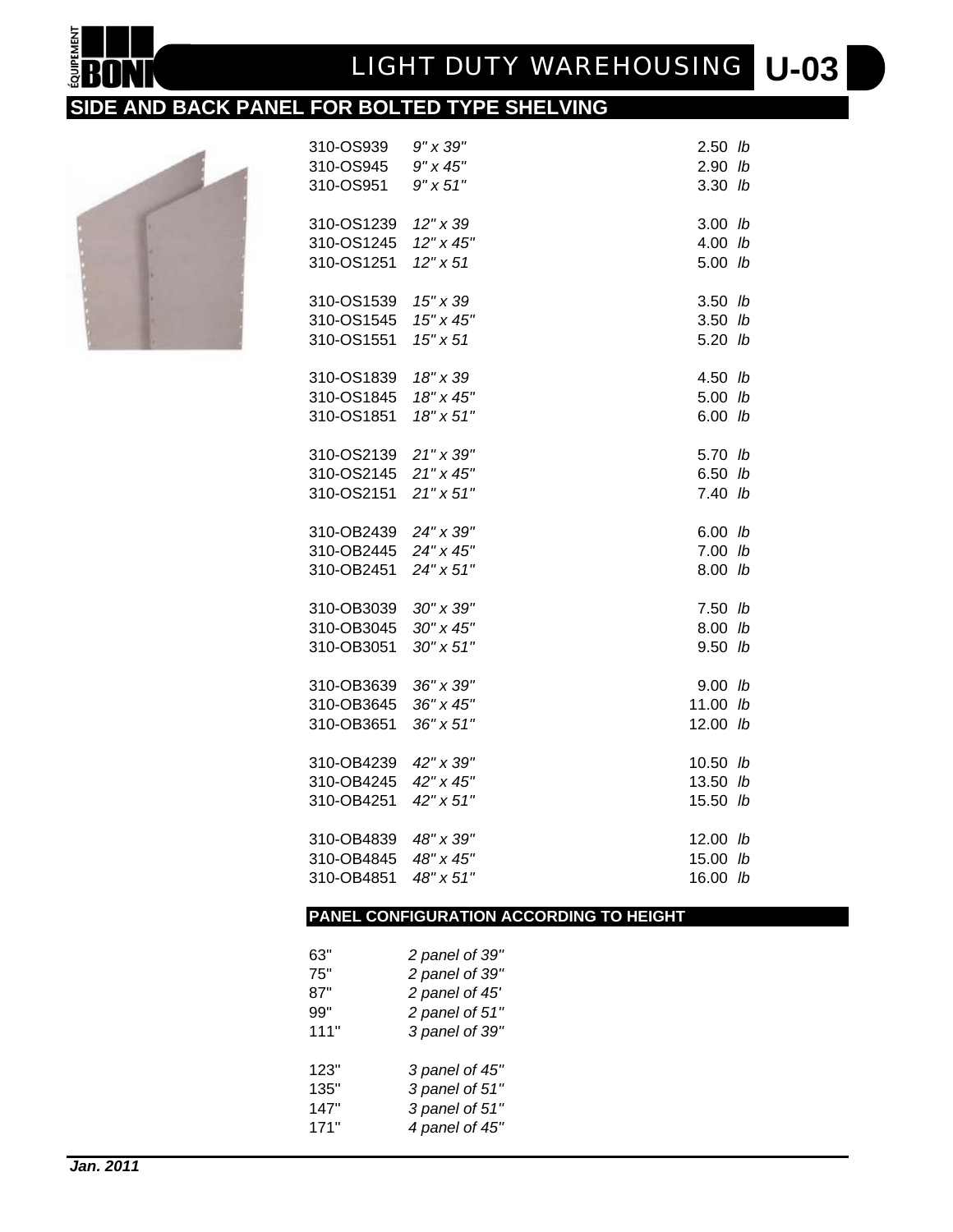# LIGHT DUTY WAREHOUSING U-03

## SIDE AND BACK PANEL FOR BOLTED TYPE SHELVING

| | | |
|---|---|---|
| 310-OS939 | *9" x 39"* | 2.50 *lb* |
| 310-OS945 | *9" x 45"* | 2.90 *lb* |
| 310-OS951 | *9" x 51"* | 3.30 *lb* |
| 310-OS1239 | *12" x 39* | 3.00 *lb* |
| 310-OS1245 | *12" x 45"* | 4.00 *lb* |
| 310-OS1251 | *12" x 51* | 5.00 *lb* |
| 310-OS1539 | *15" x 39* | 3.50 *lb* |
| 310-OS1545 | *15" x 45"* | 3.50 *lb* |
| 310-OS1551 | *15" x 51* | 5.20 *lb* |
| 310-OS1839 | *18" x 39* | 4.50 *lb* |
| 310-OS1845 | *18" x 45"* | 5.00 *lb* |
| 310-OS1851 | *18" x 51"* | 6.00 *lb* |
| 310-OS2139 | *21" x 39"* | 5.70 *lb* |
| 310-OS2145 | *21" x 45"* | 6.50 *lb* |
| 310-OS2151 | *21" x 51"* | 7.40 *lb* |
| 310-OB2439 | *24" x 39"* | 6.00 *lb* |
| 310-OB2445 | *24" x 45"* | 7.00 *lb* |
| 310-OB2451 | *24" x 51"* | 8.00 *lb* |
| 310-OB3039 | *30" x 39"* | 7.50 *lb* |
| 310-OB3045 | *30" x 45"* | 8.00 *lb* |
| 310-OB3051 | *30" x 51"* | 9.50 *lb* |
| 310-OB3639 | *36" x 39"* | 9.00 *lb* |
| 310-OB3645 | *36" x 45"* | 11.00 *lb* |
| 310-OB3651 | *36" x 51"* | 12.00 *lb* |
| 310-OB4239 | *42" x 39"* | 10.50 *lb* |
| 310-OB4245 | *42" x 45"* | 13.50 *lb* |
| 310-OB4251 | *42" x 51"* | 15.50 *lb* |
| 310-OB4839 | *48" x 39"* | 12.00 *lb* |
| 310-OB4845 | *48" x 45"* | 15.00 *lb* |
| 310-OB4851 | *48" x 51"* | 16.00 *lb* |

### PANEL CONFIGURATION ACCORDING TO HEIGHT

| | |
|---|---|
| 63" | *2 panel of 39"* |
| 75" | *2 panel of 39"* |
| 87" | *2 panel of 45'* |
| 99" | *2 panel of 51"* |
| 111" | *3 panel of 39"* |
| 123" | *3 panel of 45"* |
| 135" | *3 panel of 51"* |
| 147" | *3 panel of 51"* |
| 171" | *4 panel of 45"* |

***Jan. 2011***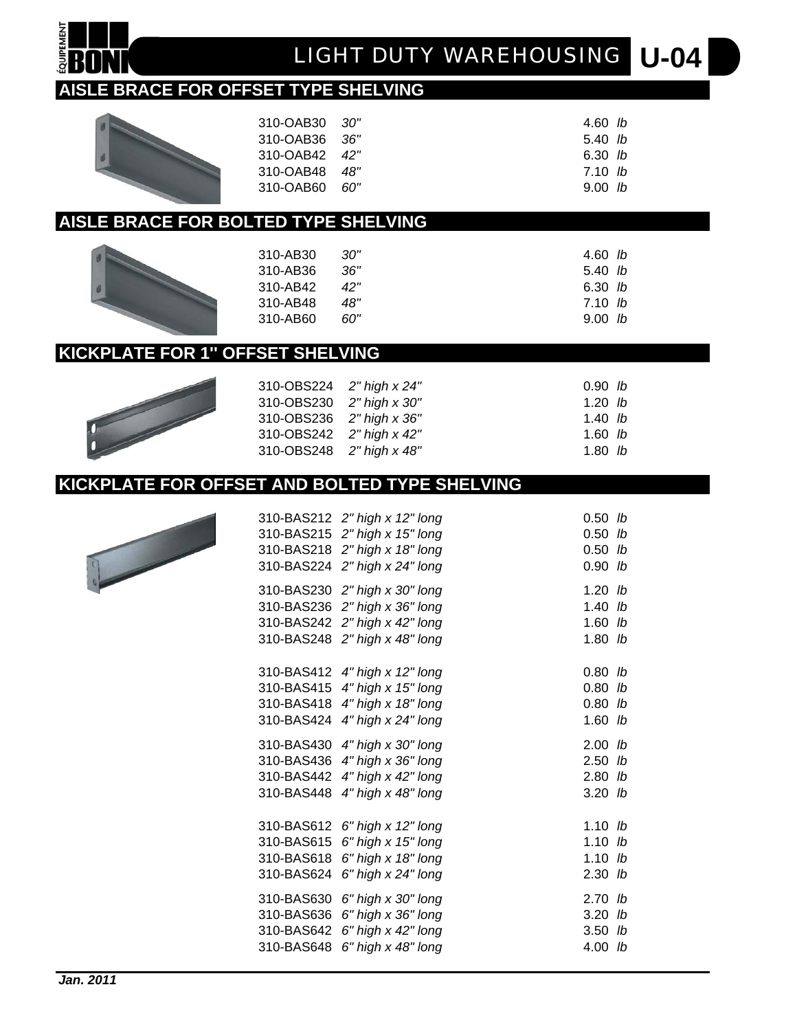## AISLE BRACE FOR OFFSET TYPE SHELVING

| | | |
|---|---|---|
| 310-OAB30 | *30"* | 4.60 *lb* |
| 310-OAB36 | *36"* | 5.40 *lb* |
| 310-OAB42 | *42"* | 6.30 *lb* |
| 310-OAB48 | *48"* | 7.10 *lb* |
| 310-OAB60 | *60"* | 9.00 *lb* |

## AISLE BRACE FOR BOLTED TYPE SHELVING

| | | |
|---|---|---|
| 310-AB30 | *30"* | 4.60 *lb* |
| 310-AB36 | *36"* | 5.40 *lb* |
| 310-AB42 | *42"* | 6.30 *lb* |
| 310-AB48 | *48"* | 7.10 *lb* |
| 310-AB60 | *60"* | 9.00 *lb* |

## KICKPLATE FOR 1" OFFSET SHELVING

| | | |
|---|---|---|
| 310-OBS224 | *2" high x 24"* | 0.90 *lb* |
| 310-OBS230 | *2" high x 30"* | 1.20 *lb* |
| 310-OBS236 | *2" high x 36"* | 1.40 *lb* |
| 310-OBS242 | *2" high x 42"* | 1.60 *lb* |
| 310-OBS248 | *2" high x 48"* | 1.80 *lb* |

## KICKPLATE FOR OFFSET AND BOLTED TYPE SHELVING

| | | |
|---|---|---|
| 310-BAS212 | *2" high x 12" long* | 0.50 *lb* |
| 310-BAS215 | *2" high x 15" long* | 0.50 *lb* |
| 310-BAS218 | *2" high x 18" long* | 0.50 *lb* |
| 310-BAS224 | *2" high x 24" long* | 0.90 *lb* |
| 310-BAS230 | *2" high x 30" long* | 1.20 *lb* |
| 310-BAS236 | *2" high x 36" long* | 1.40 *lb* |
| 310-BAS242 | *2" high x 42" long* | 1.60 *lb* |
| 310-BAS248 | *2" high x 48" long* | 1.80 *lb* |
| 310-BAS412 | *4" high x 12" long* | 0.80 *lb* |
| 310-BAS415 | *4" high x 15" long* | 0.80 *lb* |
| 310-BAS418 | *4" high x 18" long* | 0.80 *lb* |
| 310-BAS424 | *4" high x 24" long* | 1.60 *lb* |
| 310-BAS430 | *4" high x 30" long* | 2.00 *lb* |
| 310-BAS436 | *4" high x 36" long* | 2.50 *lb* |
| 310-BAS442 | *4" high x 42" long* | 2.80 *lb* |
| 310-BAS448 | *4" high x 48" long* | 3.20 *lb* |
| 310-BAS612 | *6" high x 12" long* | 1.10 *lb* |
| 310-BAS615 | *6" high x 15" long* | 1.10 *lb* |
| 310-BAS618 | *6" high x 18" long* | 1.10 *lb* |
| 310-BAS624 | *6" high x 24" long* | 2.30 *lb* |
| 310-BAS630 | *6" high x 30" long* | 2.70 *lb* |
| 310-BAS636 | *6" high x 36" long* | 3.20 *lb* |
| 310-BAS642 | *6" high x 42" long* | 3.50 *lb* |
| 310-BAS648 | *6" high x 48" long* | 4.00 *lb* |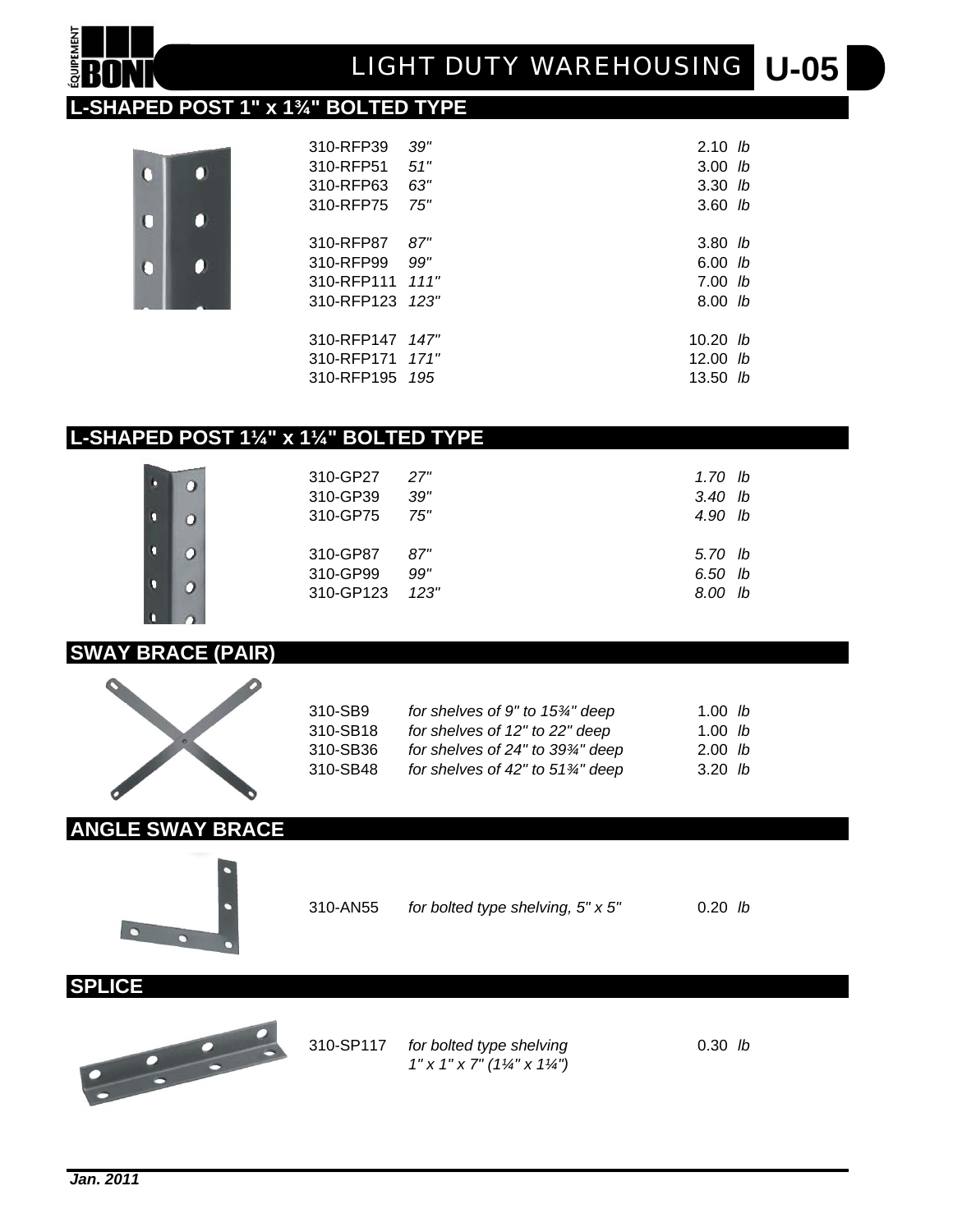# LIGHT DUTY WAREHOUSING U-05

## L-SHAPED POST 1" x 1¾" BOLTED TYPE

| | | |
|---|---|---|
| 310-RFP39 | *39"* | 2.10 *lb* |
| 310-RFP51 | *51"* | 3.00 *lb* |
| 310-RFP63 | *63"* | 3.30 *lb* |
| 310-RFP75 | *75"* | 3.60 *lb* |
| 310-RFP87 | *87"* | 3.80 *lb* |
| 310-RFP99 | *99"* | 6.00 *lb* |
| 310-RFP111 | *111"* | 7.00 *lb* |
| 310-RFP123 | *123"* | 8.00 *lb* |
| 310-RFP147 | *147"* | 10.20 *lb* |
| 310-RFP171 | *171"* | 12.00 *lb* |
| 310-RFP195 | *195* | 13.50 *lb* |

## L-SHAPED POST 1¼" x 1¼" BOLTED TYPE

| | | |
|---|---|---|
| 310-GP27 | *27"* | *1.70* lb |
| 310-GP39 | *39"* | *3.40* lb |
| 310-GP75 | *75"* | *4.90* lb |
| 310-GP87 | *87"* | *5.70* lb |
| 310-GP99 | *99"* | *6.50* lb |
| 310-GP123 | *123"* | *8.00* lb |

## SWAY BRACE (PAIR)

| | | |
|---|---|---|
| 310-SB9 | *for shelves of 9" to 15¾" deep* | 1.00 *lb* |
| 310-SB18 | *for shelves of 12" to 22" deep* | 1.00 *lb* |
| 310-SB36 | *for shelves of 24" to 39¾" deep* | 2.00 *lb* |
| 310-SB48 | *for shelves of 42" to 51¾" deep* | 3.20 *lb* |

## ANGLE SWAY BRACE

| | | |
|---|---|---|
| 310-AN55 | *for bolted type shelving, 5" x 5"* | 0.20 *lb* |

## SPLICE

| | | |
|---|---|---|
| 310-SP117 | *for bolted type shelving 1" x 1" x 7" (1¼" x 1¼")* | 0.30 *lb* |

***Jan. 2011***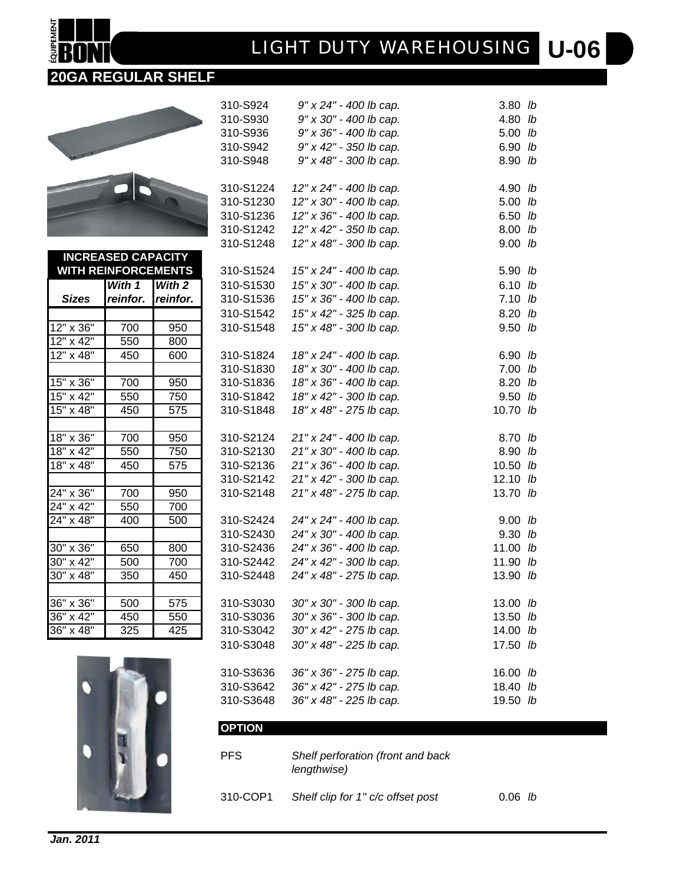# LIGHT DUTY WAREHOUSING U-06

## 20GA REGULAR SHELF

| Part No. | Description | Weight |
|---|---|---|
| 310-S924 | *9" x 24" - 400 lb cap.* | 3.80 *lb* |
| 310-S930 | *9" x 30" - 400 lb cap.* | 4.80 *lb* |
| 310-S936 | *9" x 36" - 400 lb cap.* | 5.00 *lb* |
| 310-S942 | *9" x 42" - 350 lb cap.* | 6.90 *lb* |
| 310-S948 | *9" x 48" - 300 lb cap.* | 8.90 *lb* |
| 310-S1224 | *12" x 24" - 400 lb cap.* | 4.90 *lb* |
| 310-S1230 | *12" x 30" - 400 lb cap.* | 5.00 *lb* |
| 310-S1236 | *12" x 36" - 400 lb cap.* | 6.50 *lb* |
| 310-S1242 | *12" x 42" - 350 lb cap.* | 8.00 *lb* |
| 310-S1248 | *12" x 48" - 300 lb cap.* | 9.00 *lb* |
| 310-S1524 | *15" x 24" - 400 lb cap.* | 5.90 *lb* |
| 310-S1530 | *15" x 30" - 400 lb cap.* | 6.10 *lb* |
| 310-S1536 | *15" x 36" - 400 lb cap.* | 7.10 *lb* |
| 310-S1542 | *15" x 42" - 325 lb cap.* | 8.20 *lb* |
| 310-S1548 | *15" x 48" - 300 lb cap.* | 9.50 *lb* |
| 310-S1824 | *18" x 24" - 400 lb cap.* | 6.90 *lb* |
| 310-S1830 | *18" x 30" - 400 lb cap.* | 7.00 *lb* |
| 310-S1836 | *18" x 36" - 400 lb cap.* | 8.20 *lb* |
| 310-S1842 | *18" x 42" - 300 lb cap.* | 9.50 *lb* |
| 310-S1848 | *18" x 48" - 275 lb cap.* | 10.70 *lb* |
| 310-S2124 | *21" x 24" - 400 lb cap.* | 8.70 *lb* |
| 310-S2130 | *21" x 30" - 400 lb cap.* | 8.90 *lb* |
| 310-S2136 | *21" x 36" - 400 lb cap.* | 10.50 *lb* |
| 310-S2142 | *21" x 42" - 300 lb cap.* | 12.10 *lb* |
| 310-S2148 | *21" x 48" - 275 lb cap.* | 13.70 *lb* |
| 310-S2424 | *24" x 24" - 400 lb cap.* | 9.00 *lb* |
| 310-S2430 | *24" x 30" - 400 lb cap.* | 9.30 *lb* |
| 310-S2436 | *24" x 36" - 400 lb cap.* | 11.00 *lb* |
| 310-S2442 | *24" x 42" - 300 lb cap.* | 11.90 *lb* |
| 310-S2448 | *24" x 48" - 275 lb cap.* | 13.90 *lb* |
| 310-S3030 | *30" x 30" - 300 lb cap.* | 13.00 *lb* |
| 310-S3036 | *30" x 36" - 300 lb cap.* | 13.50 *lb* |
| 310-S3042 | *30" x 42" - 275 lb cap.* | 14.00 *lb* |
| 310-S3048 | *30" x 48" - 225 lb cap.* | 17.50 *lb* |
| 310-S3636 | *36" x 36" - 275 lb cap.* | 16.00 *lb* |
| 310-S3642 | *36" x 42" - 275 lb cap.* | 18.40 *lb* |
| 310-S3648 | *36" x 48" - 225 lb cap.* | 19.50 *lb* |

### INCREASED CAPACITY WITH REINFORCEMENTS

| Sizes | *With 1 reinfor.* | *With 2 reinfor.* |
|---|---|---|
| 12" x 36" | 700 | 950 |
| 12" x 42" | 550 | 800 |
| 12" x 48" | 450 | 600 |
| 15" x 36" | 700 | 950 |
| 15" x 42" | 550 | 750 |
| 15" x 48" | 450 | 575 |
| 18" x 36" | 700 | 950 |
| 18" x 42" | 550 | 750 |
| 18" x 48" | 450 | 575 |
| 24" x 36" | 700 | 950 |
| 24" x 42" | 550 | 700 |
| 24" x 48" | 400 | 500 |
| 30" x 36" | 650 | 800 |
| 30" x 42" | 500 | 700 |
| 30" x 48" | 350 | 450 |
| 36" x 36" | 500 | 575 |
| 36" x 42" | 450 | 550 |
| 36" x 48" | 325 | 425 |

### OPTION

| Part No. | Description | Weight |
|---|---|---|
| PFS | *Shelf perforation (front and back lengthwise)* | |
| 310-COP1 | *Shelf clip for 1" c/c offset post* | 0.06 *lb* |

***Jan. 2011***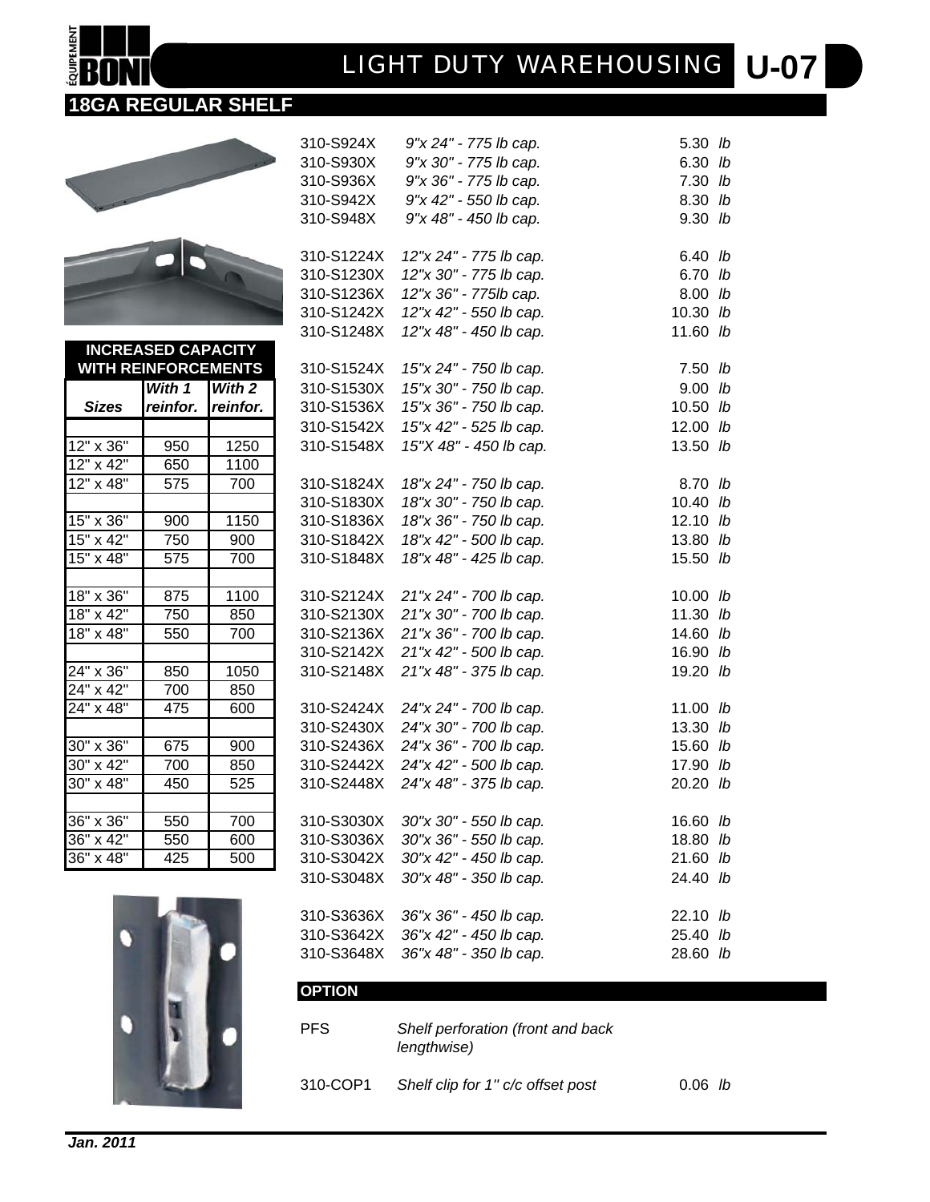# LIGHT DUTY WAREHOUSING U-07

## 18GA REGULAR SHELF

| Code | Description | Weight |
|---|---|---|
| 310-S924X | *9"x 24" - 775 lb cap.* | 5.30 *lb* |
| 310-S930X | *9"x 30" - 775 lb cap.* | 6.30 *lb* |
| 310-S936X | *9"x 36" - 775 lb cap.* | 7.30 *lb* |
| 310-S942X | *9"x 42" - 550 lb cap.* | 8.30 *lb* |
| 310-S948X | *9"x 48" - 450 lb cap.* | 9.30 *lb* |
| | | |
| 310-S1224X | *12"x 24" - 775 lb cap.* | 6.40 *lb* |
| 310-S1230X | *12"x 30" - 775 lb cap.* | 6.70 *lb* |
| 310-S1236X | *12"x 36" - 775lb cap.* | 8.00 *lb* |
| 310-S1242X | *12"x 42" - 550 lb cap.* | 10.30 *lb* |
| 310-S1248X | *12"x 48" - 450 lb cap.* | 11.60 *lb* |
| | | |
| 310-S1524X | *15"x 24" - 750 lb cap.* | 7.50 *lb* |
| 310-S1530X | *15"x 30" - 750 lb cap.* | 9.00 *lb* |
| 310-S1536X | *15"x 36" - 750 lb cap.* | 10.50 *lb* |
| 310-S1542X | *15"x 42" - 525 lb cap.* | 12.00 *lb* |
| 310-S1548X | *15"X 48" - 450 lb cap.* | 13.50 *lb* |
| | | |
| 310-S1824X | *18"x 24" - 750 lb cap.* | 8.70 *lb* |
| 310-S1830X | *18"x 30" - 750 lb cap.* | 10.40 *lb* |
| 310-S1836X | *18"x 36" - 750 lb cap.* | 12.10 *lb* |
| 310-S1842X | *18"x 42" - 500 lb cap.* | 13.80 *lb* |
| 310-S1848X | *18"x 48" - 425 lb cap.* | 15.50 *lb* |
| | | |
| 310-S2124X | *21"x 24" - 700 lb cap.* | 10.00 *lb* |
| 310-S2130X | *21"x 30" - 700 lb cap.* | 11.30 *lb* |
| 310-S2136X | *21"x 36" - 700 lb cap.* | 14.60 *lb* |
| 310-S2142X | *21"x 42" - 500 lb cap.* | 16.90 *lb* |
| 310-S2148X | *21"x 48" - 375 lb cap.* | 19.20 *lb* |
| | | |
| 310-S2424X | *24"x 24" - 700 lb cap.* | 11.00 *lb* |
| 310-S2430X | *24"x 30" - 700 lb cap.* | 13.30 *lb* |
| 310-S2436X | *24"x 36" - 700 lb cap.* | 15.60 *lb* |
| 310-S2442X | *24"x 42" - 500 lb cap.* | 17.90 *lb* |
| 310-S2448X | *24"x 48" - 375 lb cap.* | 20.20 *lb* |
| | | |
| 310-S3030X | *30"x 30" - 550 lb cap.* | 16.60 *lb* |
| 310-S3036X | *30"x 36" - 550 lb cap.* | 18.80 *lb* |
| 310-S3042X | *30"x 42" - 450 lb cap.* | 21.60 *lb* |
| 310-S3048X | *30"x 48" - 350 lb cap.* | 24.40 *lb* |
| | | |
| 310-S3636X | *36"x 36" - 450 lb cap.* | 22.10 *lb* |
| 310-S3642X | *36"x 42" - 450 lb cap.* | 25.40 *lb* |
| 310-S3648X | *36"x 48" - 350 lb cap.* | 28.60 *lb* |

### INCREASED CAPACITY WITH REINFORCEMENTS

| Sizes | With 1 reinfor. | With 2 reinfor. |
|---|---|---|
| 12" x 36" | 950 | 1250 |
| 12" x 42" | 650 | 1100 |
| 12" x 48" | 575 | 700 |
| | | |
| 15" x 36" | 900 | 1150 |
| 15" x 42" | 750 | 900 |
| 15" x 48" | 575 | 700 |
| | | |
| 18" x 36" | 875 | 1100 |
| 18" x 42" | 750 | 850 |
| 18" x 48" | 550 | 700 |
| | | |
| 24" x 36" | 850 | 1050 |
| 24" x 42" | 700 | 850 |
| 24" x 48" | 475 | 600 |
| | | |
| 30" x 36" | 675 | 900 |
| 30" x 42" | 700 | 850 |
| 30" x 48" | 450 | 525 |
| | | |
| 36" x 36" | 550 | 700 |
| 36" x 42" | 550 | 600 |
| 36" x 48" | 425 | 500 |

### OPTION

| Code | Description | Weight |
|---|---|---|
| PFS | *Shelf perforation (front and back lengthwise)* | |
| 310-COP1 | *Shelf clip for 1" c/c offset post* | 0.06 *lb* |

***Jan. 2011***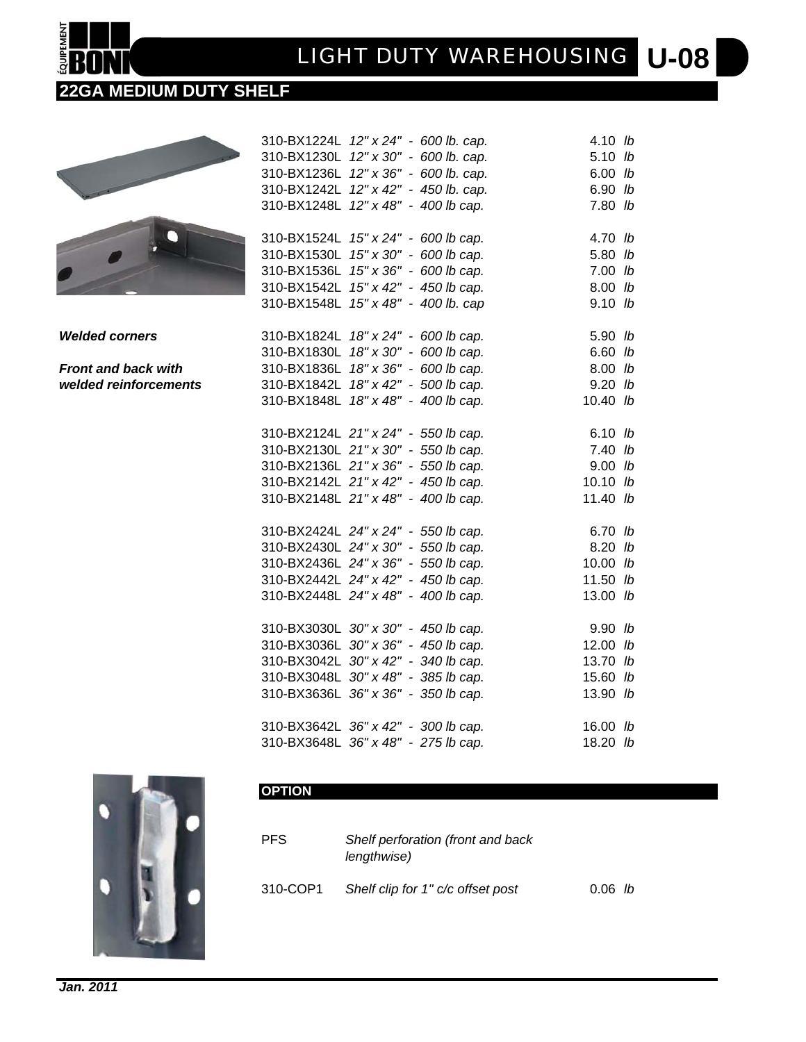## 22GA MEDIUM DUTY SHELF

*Welded corners*

*Front and back with welded reinforcements*

| Part No. | Description | Weight |
|---|---|---|
| 310-BX1224L | *12" x 24" - 600 lb. cap.* | 4.10 *lb* |
| 310-BX1230L | *12" x 30" - 600 lb. cap.* | 5.10 *lb* |
| 310-BX1236L | *12" x 36" - 600 lb. cap.* | 6.00 *lb* |
| 310-BX1242L | *12" x 42" - 450 lb. cap.* | 6.90 *lb* |
| 310-BX1248L | *12" x 48" - 400 lb cap.* | 7.80 *lb* |
| 310-BX1524L | *15" x 24" - 600 lb cap.* | 4.70 *lb* |
| 310-BX1530L | *15" x 30" - 600 lb cap.* | 5.80 *lb* |
| 310-BX1536L | *15" x 36" - 600 lb cap.* | 7.00 *lb* |
| 310-BX1542L | *15" x 42" - 450 lb cap.* | 8.00 *lb* |
| 310-BX1548L | *15" x 48" - 400 lb. cap* | 9.10 *lb* |
| 310-BX1824L | *18" x 24" - 600 lb cap.* | 5.90 *lb* |
| 310-BX1830L | *18" x 30" - 600 lb cap.* | 6.60 *lb* |
| 310-BX1836L | *18" x 36" - 600 lb cap.* | 8.00 *lb* |
| 310-BX1842L | *18" x 42" - 500 lb cap.* | 9.20 *lb* |
| 310-BX1848L | *18" x 48" - 400 lb cap.* | 10.40 *lb* |
| 310-BX2124L | *21" x 24" - 550 lb cap.* | 6.10 *lb* |
| 310-BX2130L | *21" x 30" - 550 lb cap.* | 7.40 *lb* |
| 310-BX2136L | *21" x 36" - 550 lb cap.* | 9.00 *lb* |
| 310-BX2142L | *21" x 42" - 450 lb cap.* | 10.10 *lb* |
| 310-BX2148L | *21" x 48" - 400 lb cap.* | 11.40 *lb* |
| 310-BX2424L | *24" x 24" - 550 lb cap.* | 6.70 *lb* |
| 310-BX2430L | *24" x 30" - 550 lb cap.* | 8.20 *lb* |
| 310-BX2436L | *24" x 36" - 550 lb cap.* | 10.00 *lb* |
| 310-BX2442L | *24" x 42" - 450 lb cap.* | 11.50 *lb* |
| 310-BX2448L | *24" x 48" - 400 lb cap.* | 13.00 *lb* |
| 310-BX3030L | *30" x 30" - 450 lb cap.* | 9.90 *lb* |
| 310-BX3036L | *30" x 36" - 450 lb cap.* | 12.00 *lb* |
| 310-BX3042L | *30" x 42" - 340 lb cap.* | 13.70 *lb* |
| 310-BX3048L | *30" x 48" - 385 lb cap.* | 15.60 *lb* |
| 310-BX3636L | *36" x 36" - 350 lb cap.* | 13.90 *lb* |
| 310-BX3642L | *36" x 42" - 300 lb cap.* | 16.00 *lb* |
| 310-BX3648L | *36" x 48" - 275 lb cap.* | 18.20 *lb* |

### OPTION

| Part No. | Description | Weight |
|---|---|---|
| PFS | *Shelf perforation (front and back lengthwise)* | |
| 310-COP1 | *Shelf clip for 1" c/c offset post* | 0.06 *lb* |

***Jan. 2011***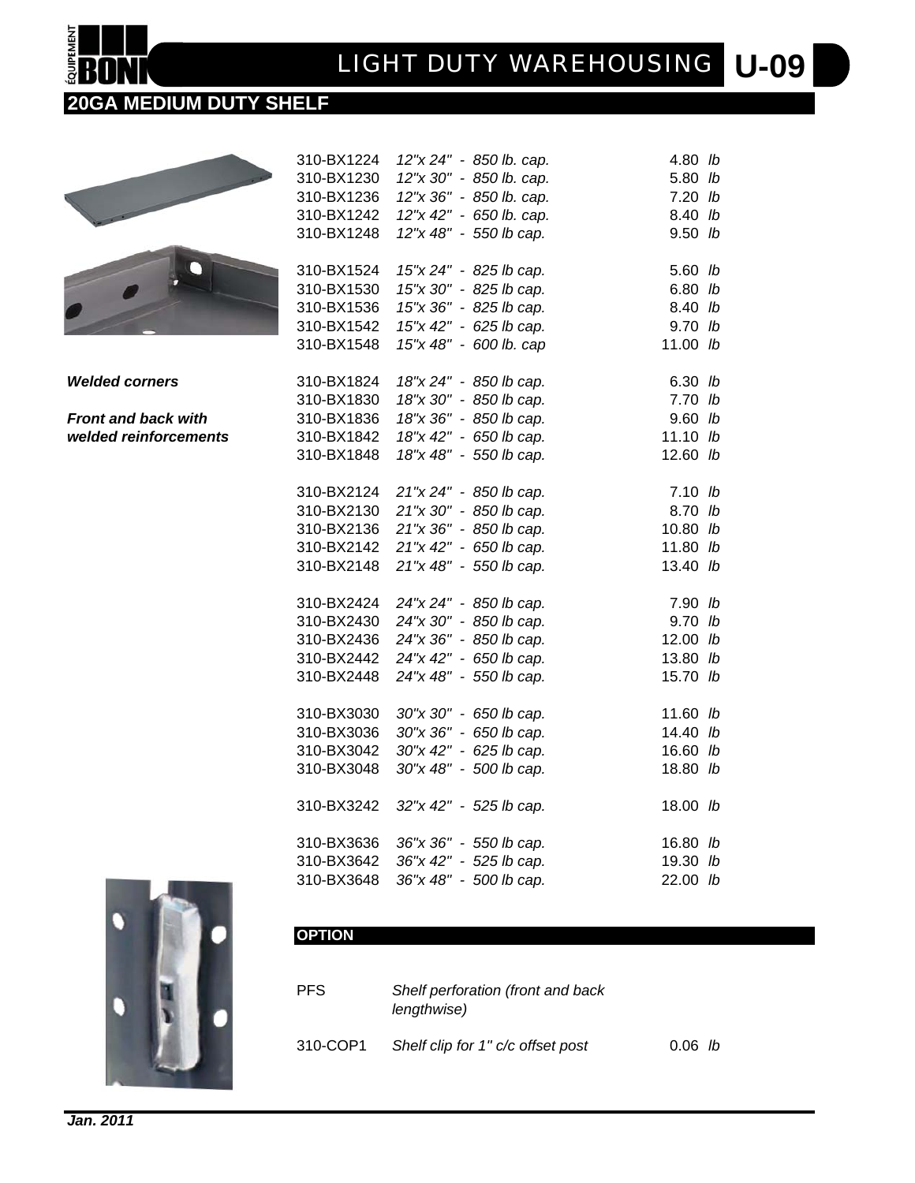# 20GA MEDIUM DUTY SHELF

*Welded corners*

*Front and back with welded reinforcements*

| | | |
|---|---|---|
| 310-BX1224 | *12"x 24" - 850 lb. cap.* | 4.80 *lb* |
| 310-BX1230 | *12"x 30" - 850 lb. cap.* | 5.80 *lb* |
| 310-BX1236 | *12"x 36" - 850 lb. cap.* | 7.20 *lb* |
| 310-BX1242 | *12"x 42" - 650 lb. cap.* | 8.40 *lb* |
| 310-BX1248 | *12"x 48" - 550 lb cap.* | 9.50 *lb* |
| 310-BX1524 | *15"x 24" - 825 lb cap.* | 5.60 *lb* |
| 310-BX1530 | *15"x 30" - 825 lb cap.* | 6.80 *lb* |
| 310-BX1536 | *15"x 36" - 825 lb cap.* | 8.40 *lb* |
| 310-BX1542 | *15"x 42" - 625 lb cap.* | 9.70 *lb* |
| 310-BX1548 | *15"x 48" - 600 lb. cap* | 11.00 *lb* |
| 310-BX1824 | *18"x 24" - 850 lb cap.* | 6.30 *lb* |
| 310-BX1830 | *18"x 30" - 850 lb cap.* | 7.70 *lb* |
| 310-BX1836 | *18"x 36" - 850 lb cap.* | 9.60 *lb* |
| 310-BX1842 | *18"x 42" - 650 lb cap.* | 11.10 *lb* |
| 310-BX1848 | *18"x 48" - 550 lb cap.* | 12.60 *lb* |
| 310-BX2124 | *21"x 24" - 850 lb cap.* | 7.10 *lb* |
| 310-BX2130 | *21"x 30" - 850 lb cap.* | 8.70 *lb* |
| 310-BX2136 | *21"x 36" - 850 lb cap.* | 10.80 *lb* |
| 310-BX2142 | *21"x 42" - 650 lb cap.* | 11.80 *lb* |
| 310-BX2148 | *21"x 48" - 550 lb cap.* | 13.40 *lb* |
| 310-BX2424 | *24"x 24" - 850 lb cap.* | 7.90 *lb* |
| 310-BX2430 | *24"x 30" - 850 lb cap.* | 9.70 *lb* |
| 310-BX2436 | *24"x 36" - 850 lb cap.* | 12.00 *lb* |
| 310-BX2442 | *24"x 42" - 650 lb cap.* | 13.80 *lb* |
| 310-BX2448 | *24"x 48" - 550 lb cap.* | 15.70 *lb* |
| 310-BX3030 | *30"x 30" - 650 lb cap.* | 11.60 *lb* |
| 310-BX3036 | *30"x 36" - 650 lb cap.* | 14.40 *lb* |
| 310-BX3042 | *30"x 42" - 625 lb cap.* | 16.60 *lb* |
| 310-BX3048 | *30"x 48" - 500 lb cap.* | 18.80 *lb* |
| 310-BX3242 | *32"x 42" - 525 lb cap.* | 18.00 *lb* |
| 310-BX3636 | *36"x 36" - 550 lb cap.* | 16.80 *lb* |
| 310-BX3642 | *36"x 42" - 525 lb cap.* | 19.30 *lb* |
| 310-BX3648 | *36"x 48" - 500 lb cap.* | 22.00 *lb* |

## OPTION

| | | |
|---|---|---|
| PFS | *Shelf perforation (front and back lengthwise)* | |
| 310-COP1 | *Shelf clip for 1" c/c offset post* | 0.06 *lb* |

***Jan. 2011***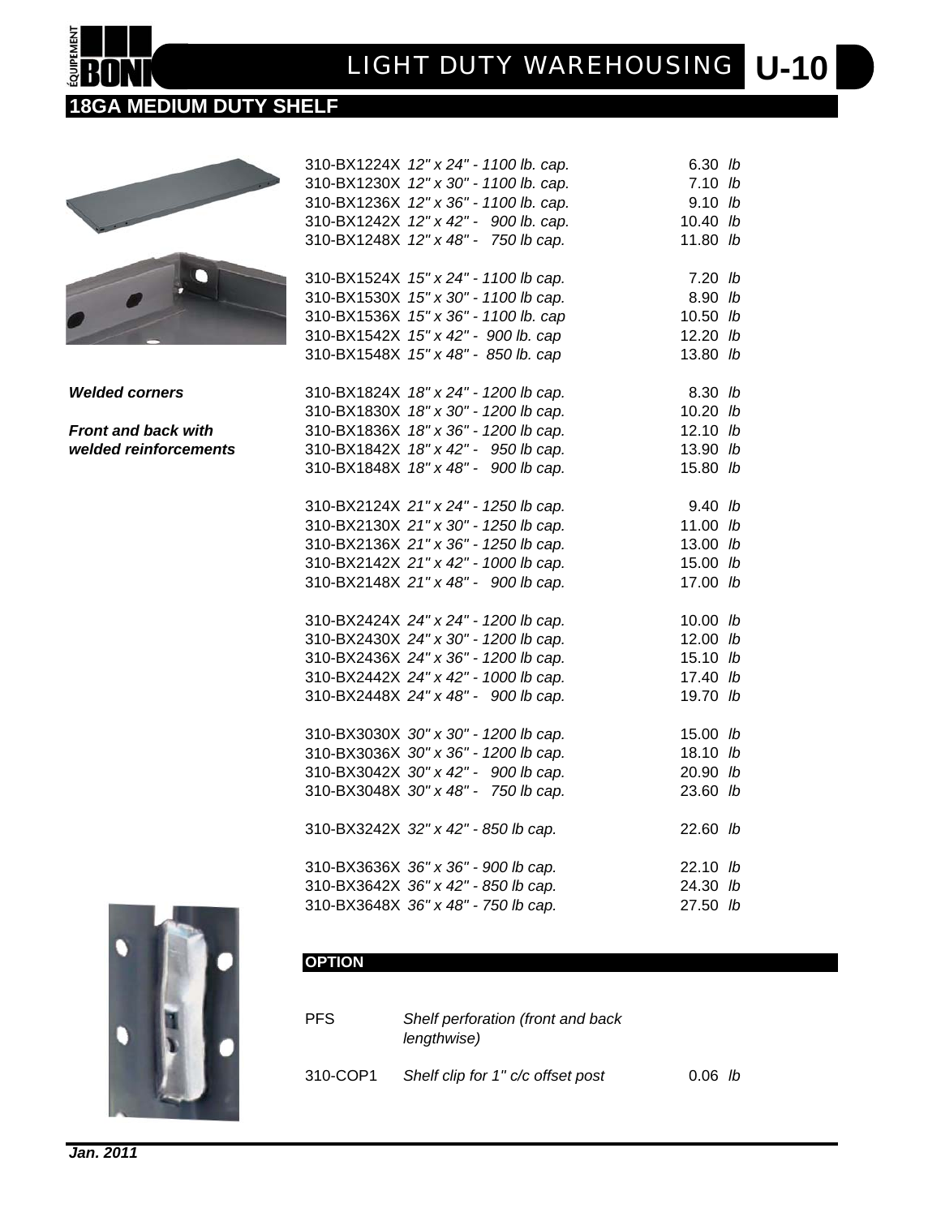## 18GA MEDIUM DUTY SHELF

*Welded corners*

*Front and back with welded reinforcements*

| Part No. | Description | Weight |
|---|---|---|
| 310-BX1224X | *12" x 24" - 1100 lb. cap.* | 6.30 *lb* |
| 310-BX1230X | *12" x 30" - 1100 lb. cap.* | 7.10 *lb* |
| 310-BX1236X | *12" x 36" - 1100 lb. cap.* | 9.10 *lb* |
| 310-BX1242X | *12" x 42" - 900 lb. cap.* | 10.40 *lb* |
| 310-BX1248X | *12" x 48" - 750 lb cap.* | 11.80 *lb* |
| 310-BX1524X | *15" x 24" - 1100 lb cap.* | 7.20 *lb* |
| 310-BX1530X | *15" x 30" - 1100 lb cap.* | 8.90 *lb* |
| 310-BX1536X | *15" x 36" - 1100 lb. cap* | 10.50 *lb* |
| 310-BX1542X | *15" x 42" - 900 lb. cap* | 12.20 *lb* |
| 310-BX1548X | *15" x 48" - 850 lb. cap* | 13.80 *lb* |
| 310-BX1824X | *18" x 24" - 1200 lb cap.* | 8.30 *lb* |
| 310-BX1830X | *18" x 30" - 1200 lb cap.* | 10.20 *lb* |
| 310-BX1836X | *18" x 36" - 1200 lb cap.* | 12.10 *lb* |
| 310-BX1842X | *18" x 42" - 950 lb cap.* | 13.90 *lb* |
| 310-BX1848X | *18" x 48" - 900 lb cap.* | 15.80 *lb* |
| 310-BX2124X | *21" x 24" - 1250 lb cap.* | 9.40 *lb* |
| 310-BX2130X | *21" x 30" - 1250 lb cap.* | 11.00 *lb* |
| 310-BX2136X | *21" x 36" - 1250 lb cap.* | 13.00 *lb* |
| 310-BX2142X | *21" x 42" - 1000 lb cap.* | 15.00 *lb* |
| 310-BX2148X | *21" x 48" - 900 lb cap.* | 17.00 *lb* |
| 310-BX2424X | *24" x 24" - 1200 lb cap.* | 10.00 *lb* |
| 310-BX2430X | *24" x 30" - 1200 lb cap.* | 12.00 *lb* |
| 310-BX2436X | *24" x 36" - 1200 lb cap.* | 15.10 *lb* |
| 310-BX2442X | *24" x 42" - 1000 lb cap.* | 17.40 *lb* |
| 310-BX2448X | *24" x 48" - 900 lb cap.* | 19.70 *lb* |
| 310-BX3030X | *30" x 30" - 1200 lb cap.* | 15.00 *lb* |
| 310-BX3036X | *30" x 36" - 1200 lb cap.* | 18.10 *lb* |
| 310-BX3042X | *30" x 42" - 900 lb cap.* | 20.90 *lb* |
| 310-BX3048X | *30" x 48" - 750 lb cap.* | 23.60 *lb* |
| 310-BX3242X | *32" x 42" - 850 lb cap.* | 22.60 *lb* |
| 310-BX3636X | *36" x 36" - 900 lb cap.* | 22.10 *lb* |
| 310-BX3642X | *36" x 42" - 850 lb cap.* | 24.30 *lb* |
| 310-BX3648X | *36" x 48" - 750 lb cap.* | 27.50 *lb* |

### OPTION

| Part No. | Description | Weight |
|---|---|---|
| PFS | *Shelf perforation (front and back lengthwise)* | |
| 310-COP1 | *Shelf clip for 1" c/c offset post* | 0.06 *lb* |

***Jan. 2011***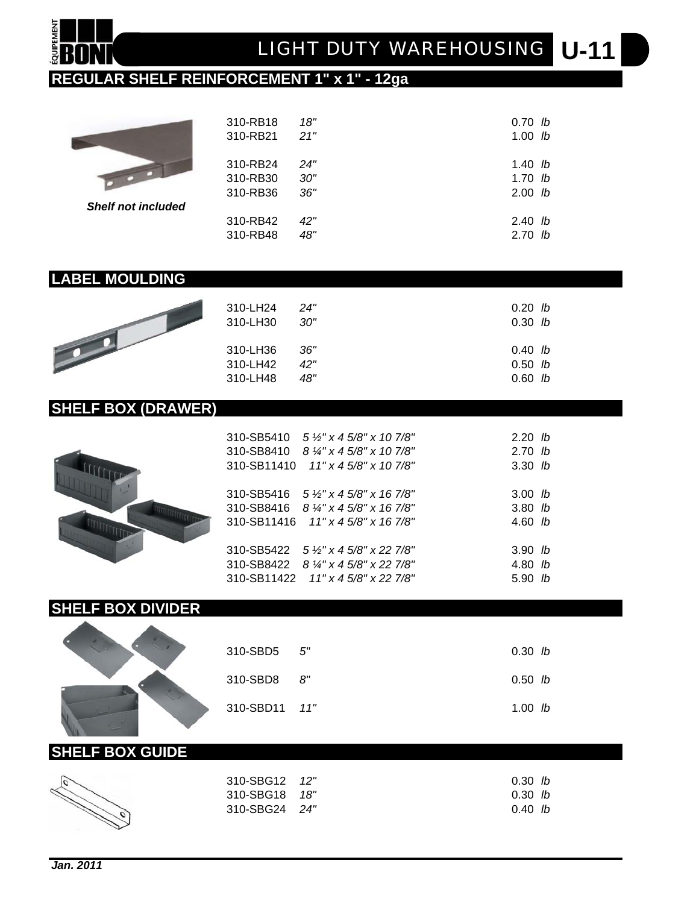## REGULAR SHELF REINFORCEMENT 1" x 1" - 12ga

*Shelf not included*

| | | |
|---|---|---|
| 310-RB18 | *18"* | 0.70 *lb* |
| 310-RB21 | *21"* | 1.00 *lb* |
| 310-RB24 | *24"* | 1.40 *lb* |
| 310-RB30 | *30"* | 1.70 *lb* |
| 310-RB36 | *36"* | 2.00 *lb* |
| 310-RB42 | *42"* | 2.40 *lb* |
| 310-RB48 | *48"* | 2.70 *lb* |

## LABEL MOULDING

| | | |
|---|---|---|
| 310-LH24 | *24"* | 0.20 *lb* |
| 310-LH30 | *30"* | 0.30 *lb* |
| 310-LH36 | *36"* | 0.40 *lb* |
| 310-LH42 | *42"* | 0.50 *lb* |
| 310-LH48 | *48"* | 0.60 *lb* |

## SHELF BOX (DRAWER)

| | | |
|---|---|---|
| 310-SB5410 | *5 ½" x 4 5/8" x 10 7/8"* | 2.20 *lb* |
| 310-SB8410 | *8 ¼" x 4 5/8" x 10 7/8"* | 2.70 *lb* |
| 310-SB11410 | *11" x 4 5/8" x 10 7/8"* | 3.30 *lb* |
| 310-SB5416 | *5 ½" x 4 5/8" x 16 7/8"* | 3.00 *lb* |
| 310-SB8416 | *8 ¼" x 4 5/8" x 16 7/8"* | 3.80 *lb* |
| 310-SB11416 | *11" x 4 5/8" x 16 7/8"* | 4.60 *lb* |
| 310-SB5422 | *5 ½" x 4 5/8" x 22 7/8"* | 3.90 *lb* |
| 310-SB8422 | *8 ¼" x 4 5/8" x 22 7/8"* | 4.80 *lb* |
| 310-SB11422 | *11" x 4 5/8" x 22 7/8"* | 5.90 *lb* |

## SHELF BOX DIVIDER

| | | |
|---|---|---|
| 310-SBD5 | *5"* | 0.30 *lb* |
| 310-SBD8 | *8"* | 0.50 *lb* |
| 310-SBD11 | *11"* | 1.00 *lb* |

## SHELF BOX GUIDE

| | | |
|---|---|---|
| 310-SBG12 | *12"* | 0.30 *lb* |
| 310-SBG18 | *18"* | 0.30 *lb* |
| 310-SBG24 | *24"* | 0.40 *lb* |

***Jan. 2011***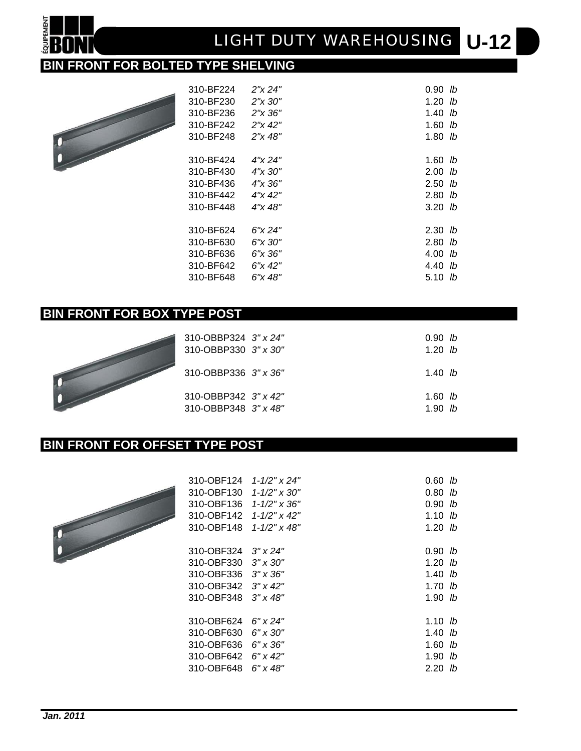## BIN FRONT FOR BOLTED TYPE SHELVING

| | | |
|---|---|---|
| 310-BF224 | *2"x 24"* | 0.90 *lb* |
| 310-BF230 | *2"x 30"* | 1.20 *lb* |
| 310-BF236 | *2"x 36"* | 1.40 *lb* |
| 310-BF242 | *2"x 42"* | 1.60 *lb* |
| 310-BF248 | *2"x 48"* | 1.80 *lb* |
| 310-BF424 | *4"x 24"* | 1.60 *lb* |
| 310-BF430 | *4"x 30"* | 2.00 *lb* |
| 310-BF436 | *4"x 36"* | 2.50 *lb* |
| 310-BF442 | *4"x 42"* | 2.80 *lb* |
| 310-BF448 | *4"x 48"* | 3.20 *lb* |
| 310-BF624 | *6"x 24"* | 2.30 *lb* |
| 310-BF630 | *6"x 30"* | 2.80 *lb* |
| 310-BF636 | *6"x 36"* | 4.00 *lb* |
| 310-BF642 | *6"x 42"* | 4.40 *lb* |
| 310-BF648 | *6"x 48"* | 5.10 *lb* |

## BIN FRONT FOR BOX TYPE POST

| | | |
|---|---|---|
| 310-OBBP324 | *3" x 24"* | 0.90 *lb* |
| 310-OBBP330 | *3" x 30"* | 1.20 *lb* |
| 310-OBBP336 | *3" x 36"* | 1.40 *lb* |
| 310-OBBP342 | *3" x 42"* | 1.60 *lb* |
| 310-OBBP348 | *3" x 48"* | 1.90 *lb* |

## BIN FRONT FOR OFFSET TYPE POST

| | | |
|---|---|---|
| 310-OBF124 | *1-1/2" x 24"* | 0.60 *lb* |
| 310-OBF130 | *1-1/2" x 30"* | 0.80 *lb* |
| 310-OBF136 | *1-1/2" x 36"* | 0.90 *lb* |
| 310-OBF142 | *1-1/2" x 42"* | 1.10 *lb* |
| 310-OBF148 | *1-1/2" x 48"* | 1.20 *lb* |
| 310-OBF324 | *3" x 24"* | 0.90 *lb* |
| 310-OBF330 | *3" x 30"* | 1.20 *lb* |
| 310-OBF336 | *3" x 36"* | 1.40 *lb* |
| 310-OBF342 | *3" x 42"* | 1.70 *lb* |
| 310-OBF348 | *3" x 48"* | 1.90 *lb* |
| 310-OBF624 | *6" x 24"* | 1.10 *lb* |
| 310-OBF630 | *6" x 30"* | 1.40 *lb* |
| 310-OBF636 | *6" x 36"* | 1.60 *lb* |
| 310-OBF642 | *6" x 42"* | 1.90 *lb* |
| 310-OBF648 | *6" x 48"* | 2.20 *lb* |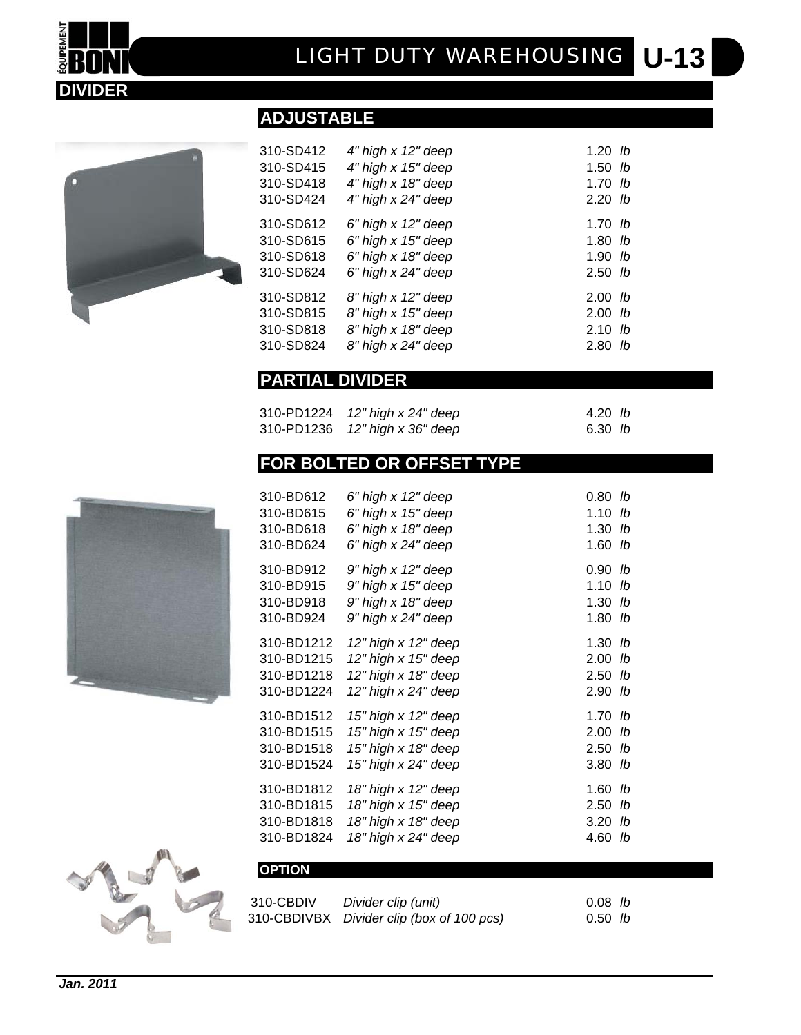# LIGHT DUTY WAREHOUSING U-13

## DIVIDER

### ADJUSTABLE

| | | |
|---|---|---|
| 310-SD412 | *4" high x 12" deep* | 1.20 *lb* |
| 310-SD415 | *4" high x 15" deep* | 1.50 *lb* |
| 310-SD418 | *4" high x 18" deep* | 1.70 *lb* |
| 310-SD424 | *4" high x 24" deep* | 2.20 *lb* |
| 310-SD612 | *6" high x 12" deep* | 1.70 *lb* |
| 310-SD615 | *6" high x 15" deep* | 1.80 *lb* |
| 310-SD618 | *6" high x 18" deep* | 1.90 *lb* |
| 310-SD624 | *6" high x 24" deep* | 2.50 *lb* |
| 310-SD812 | *8" high x 12" deep* | 2.00 *lb* |
| 310-SD815 | *8" high x 15" deep* | 2.00 *lb* |
| 310-SD818 | *8" high x 18" deep* | 2.10 *lb* |
| 310-SD824 | *8" high x 24" deep* | 2.80 *lb* |

### PARTIAL DIVIDER

| | | |
|---|---|---|
| 310-PD1224 | *12" high x 24" deep* | 4.20 *lb* |
| 310-PD1236 | *12" high x 36" deep* | 6.30 *lb* |

### FOR BOLTED OR OFFSET TYPE

| | | |
|---|---|---|
| 310-BD612 | *6" high x 12" deep* | 0.80 *lb* |
| 310-BD615 | *6" high x 15" deep* | 1.10 *lb* |
| 310-BD618 | *6" high x 18" deep* | 1.30 *lb* |
| 310-BD624 | *6" high x 24" deep* | 1.60 *lb* |
| 310-BD912 | *9" high x 12" deep* | 0.90 *lb* |
| 310-BD915 | *9" high x 15" deep* | 1.10 *lb* |
| 310-BD918 | *9" high x 18" deep* | 1.30 *lb* |
| 310-BD924 | *9" high x 24" deep* | 1.80 *lb* |
| 310-BD1212 | *12" high x 12" deep* | 1.30 *lb* |
| 310-BD1215 | *12" high x 15" deep* | 2.00 *lb* |
| 310-BD1218 | *12" high x 18" deep* | 2.50 *lb* |
| 310-BD1224 | *12" high x 24" deep* | 2.90 *lb* |
| 310-BD1512 | *15" high x 12" deep* | 1.70 *lb* |
| 310-BD1515 | *15" high x 15" deep* | 2.00 *lb* |
| 310-BD1518 | *15" high x 18" deep* | 2.50 *lb* |
| 310-BD1524 | *15" high x 24" deep* | 3.80 *lb* |
| 310-BD1812 | *18" high x 12" deep* | 1.60 *lb* |
| 310-BD1815 | *18" high x 15" deep* | 2.50 *lb* |
| 310-BD1818 | *18" high x 18" deep* | 3.20 *lb* |
| 310-BD1824 | *18" high x 24" deep* | 4.60 *lb* |

### OPTION

| | | |
|---|---|---|
| 310-CBDIV | *Divider clip (unit)* | 0.08 *lb* |
| 310-CBDIVBX | *Divider clip (box of 100 pcs)* | 0.50 *lb* |

***Jan. 2011***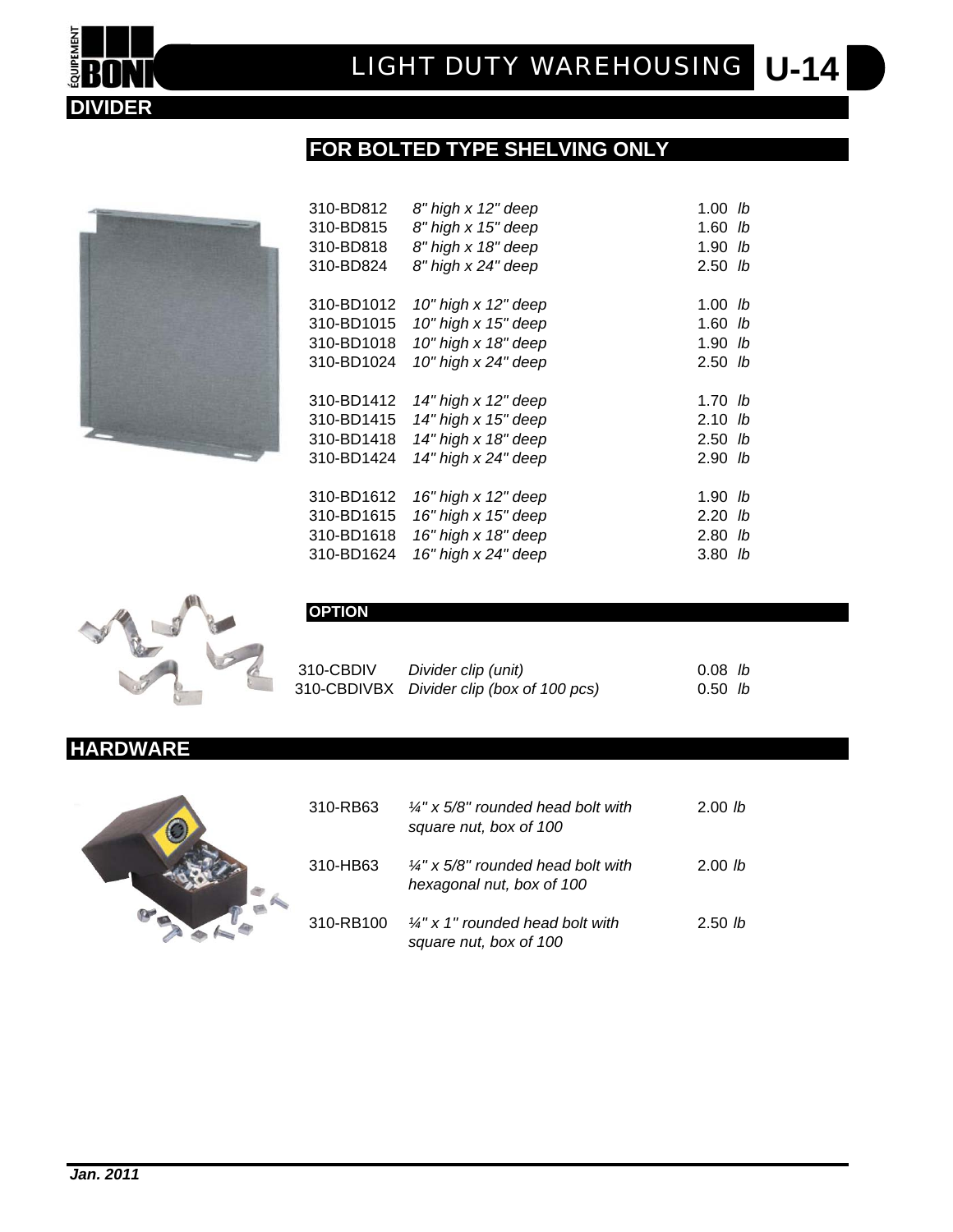# LIGHT DUTY WAREHOUSING U-14

## DIVIDER

### FOR BOLTED TYPE SHELVING ONLY

| | | |
|---|---|---|
| 310-BD812 | *8" high x 12" deep* | 1.00 *lb* |
| 310-BD815 | *8" high x 15" deep* | 1.60 *lb* |
| 310-BD818 | *8" high x 18" deep* | 1.90 *lb* |
| 310-BD824 | *8" high x 24" deep* | 2.50 *lb* |
| 310-BD1012 | *10" high x 12" deep* | 1.00 *lb* |
| 310-BD1015 | *10" high x 15" deep* | 1.60 *lb* |
| 310-BD1018 | *10" high x 18" deep* | 1.90 *lb* |
| 310-BD1024 | *10" high x 24" deep* | 2.50 *lb* |
| 310-BD1412 | *14" high x 12" deep* | 1.70 *lb* |
| 310-BD1415 | *14" high x 15" deep* | 2.10 *lb* |
| 310-BD1418 | *14" high x 18" deep* | 2.50 *lb* |
| 310-BD1424 | *14" high x 24" deep* | 2.90 *lb* |
| 310-BD1612 | *16" high x 12" deep* | 1.90 *lb* |
| 310-BD1615 | *16" high x 15" deep* | 2.20 *lb* |
| 310-BD1618 | *16" high x 18" deep* | 2.80 *lb* |
| 310-BD1624 | *16" high x 24" deep* | 3.80 *lb* |

### OPTION

| | | |
|---|---|---|
| 310-CBDIV | *Divider clip (unit)* | 0.08 *lb* |
| 310-CBDIVBX | *Divider clip (box of 100 pcs)* | 0.50 *lb* |

## HARDWARE

| | | |
|---|---|---|
| 310-RB63 | *¼" x 5/8" rounded head bolt with square nut, box of 100* | 2.00 *lb* |
| 310-HB63 | *¼" x 5/8" rounded head bolt with hexagonal nut, box of 100* | 2.00 *lb* |
| 310-RB100 | *¼" x 1" rounded head bolt with square nut, box of 100* | 2.50 *lb* |

***Jan. 2011***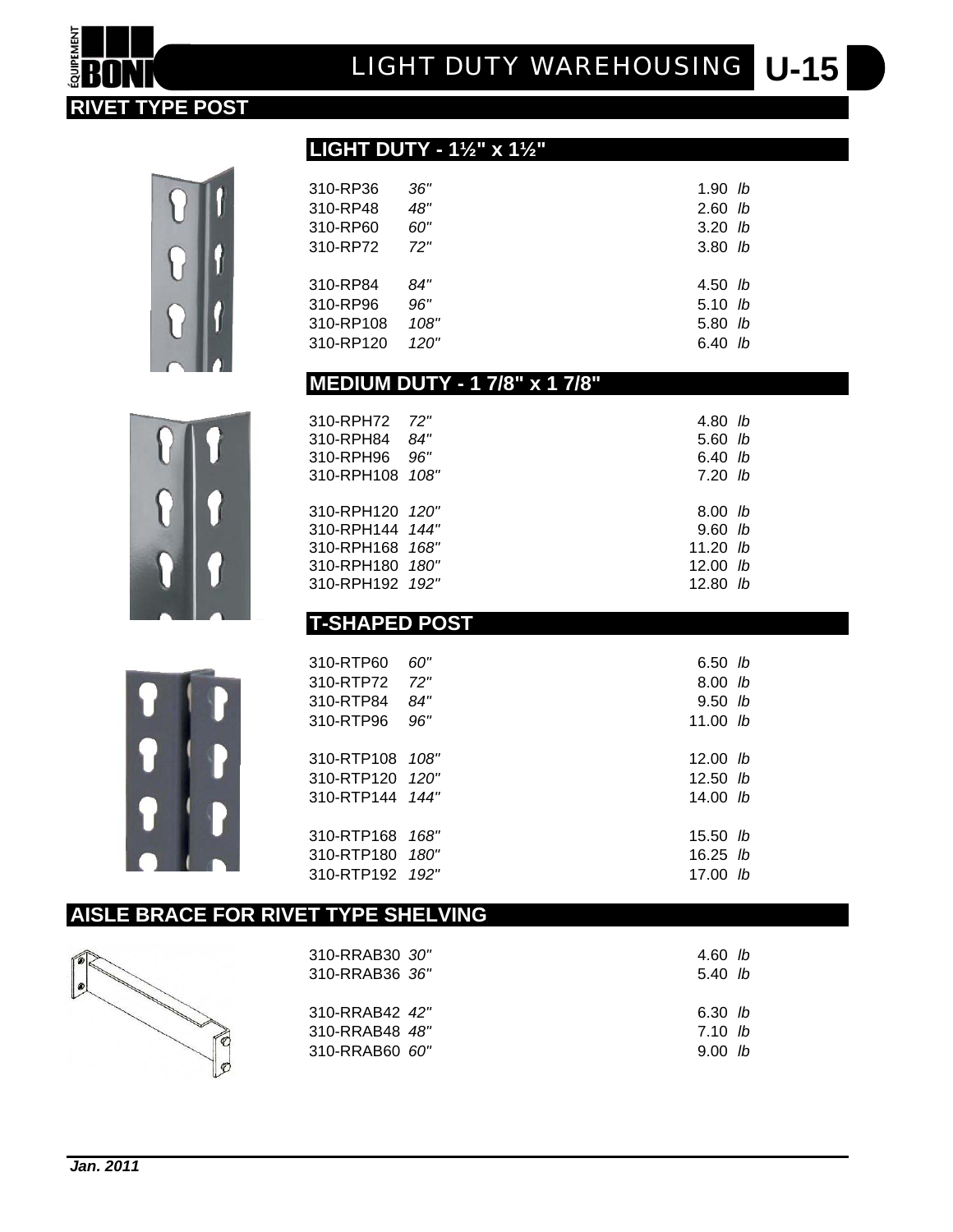# LIGHT DUTY WAREHOUSING U-15

## RIVET TYPE POST

### LIGHT DUTY - 1½" x 1½"

| | | |
|---|---|---|
| 310-RP36 | *36"* | 1.90 *lb* |
| 310-RP48 | *48"* | 2.60 *lb* |
| 310-RP60 | *60"* | 3.20 *lb* |
| 310-RP72 | *72"* | 3.80 *lb* |
| 310-RP84 | *84"* | 4.50 *lb* |
| 310-RP96 | *96"* | 5.10 *lb* |
| 310-RP108 | *108"* | 5.80 *lb* |
| 310-RP120 | *120"* | 6.40 *lb* |

### MEDIUM DUTY - 1 7/8" x 1 7/8"

| | | |
|---|---|---|
| 310-RPH72 | *72"* | 4.80 *lb* |
| 310-RPH84 | *84"* | 5.60 *lb* |
| 310-RPH96 | *96"* | 6.40 *lb* |
| 310-RPH108 | *108"* | 7.20 *lb* |
| 310-RPH120 | *120"* | 8.00 *lb* |
| 310-RPH144 | *144"* | 9.60 *lb* |
| 310-RPH168 | *168"* | 11.20 *lb* |
| 310-RPH180 | *180"* | 12.00 *lb* |
| 310-RPH192 | *192"* | 12.80 *lb* |

### T-SHAPED POST

| | | |
|---|---|---|
| 310-RTP60 | *60"* | 6.50 *lb* |
| 310-RTP72 | *72"* | 8.00 *lb* |
| 310-RTP84 | *84"* | 9.50 *lb* |
| 310-RTP96 | *96"* | 11.00 *lb* |
| 310-RTP108 | *108"* | 12.00 *lb* |
| 310-RTP120 | *120"* | 12.50 *lb* |
| 310-RTP144 | *144"* | 14.00 *lb* |
| 310-RTP168 | *168"* | 15.50 *lb* |
| 310-RTP180 | *180"* | 16.25 *lb* |
| 310-RTP192 | *192"* | 17.00 *lb* |

## AISLE BRACE FOR RIVET TYPE SHELVING

| | | |
|---|---|---|
| 310-RRAB30 | *30"* | 4.60 *lb* |
| 310-RRAB36 | *36"* | 5.40 *lb* |
| 310-RRAB42 | *42"* | 6.30 *lb* |
| 310-RRAB48 | *48"* | 7.10 *lb* |
| 310-RRAB60 | *60"* | 9.00 *lb* |

***Jan. 2011***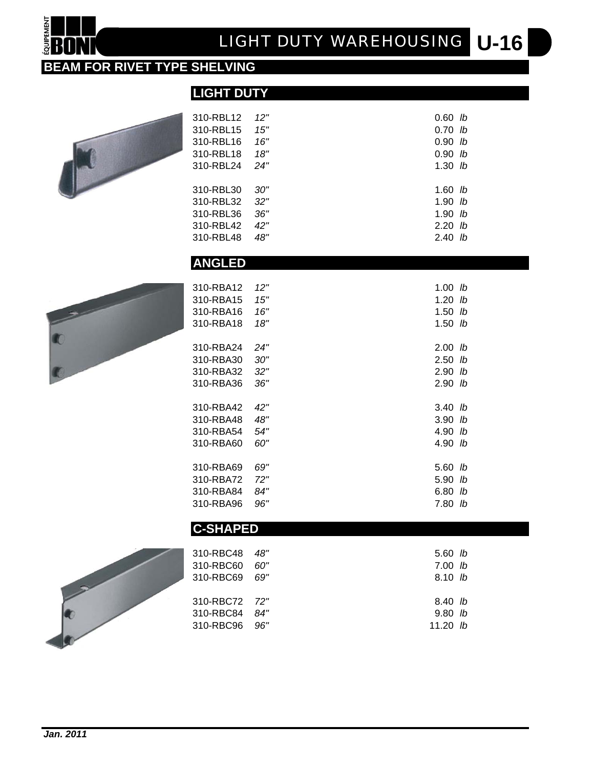## BEAM FOR RIVET TYPE SHELVING

### LIGHT DUTY

| | | |
|---|---|---|
| 310-RBL12 | *12"* | 0.60 *lb* |
| 310-RBL15 | *15"* | 0.70 *lb* |
| 310-RBL16 | *16"* | 0.90 *lb* |
| 310-RBL18 | *18"* | 0.90 *lb* |
| 310-RBL24 | *24"* | 1.30 *lb* |
| 310-RBL30 | *30"* | 1.60 *lb* |
| 310-RBL32 | *32"* | 1.90 *lb* |
| 310-RBL36 | *36"* | 1.90 *lb* |
| 310-RBL42 | *42"* | 2.20 *lb* |
| 310-RBL48 | *48"* | 2.40 *lb* |

### ANGLED

| | | |
|---|---|---|
| 310-RBA12 | *12"* | 1.00 *lb* |
| 310-RBA15 | *15"* | 1.20 *lb* |
| 310-RBA16 | *16"* | 1.50 *lb* |
| 310-RBA18 | *18"* | 1.50 *lb* |
| 310-RBA24 | *24"* | 2.00 *lb* |
| 310-RBA30 | *30"* | 2.50 *lb* |
| 310-RBA32 | *32"* | 2.90 *lb* |
| 310-RBA36 | *36"* | 2.90 *lb* |
| 310-RBA42 | *42"* | 3.40 *lb* |
| 310-RBA48 | *48"* | 3.90 *lb* |
| 310-RBA54 | *54"* | 4.90 *lb* |
| 310-RBA60 | *60"* | 4.90 *lb* |
| 310-RBA69 | *69"* | 5.60 *lb* |
| 310-RBA72 | *72"* | 5.90 *lb* |
| 310-RBA84 | *84"* | 6.80 *lb* |
| 310-RBA96 | *96"* | 7.80 *lb* |

### C-SHAPED

| | | |
|---|---|---|
| 310-RBC48 | *48"* | 5.60 *lb* |
| 310-RBC60 | *60"* | 7.00 *lb* |
| 310-RBC69 | *69"* | 8.10 *lb* |
| 310-RBC72 | *72"* | 8.40 *lb* |
| 310-RBC84 | *84"* | 9.80 *lb* |
| 310-RBC96 | *96"* | 11.20 *lb* |

***Jan. 2011***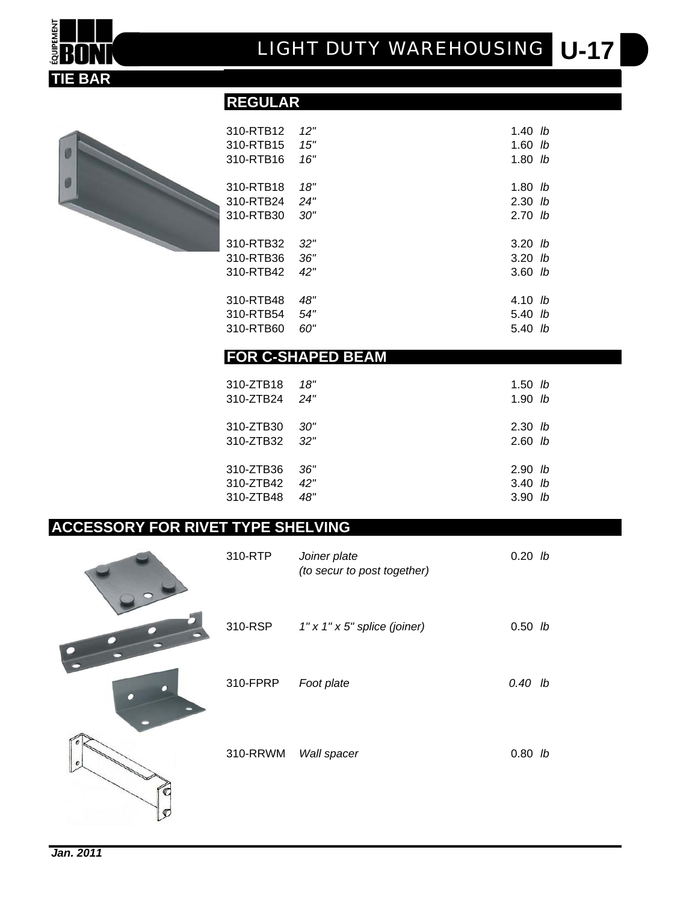# LIGHT DUTY WAREHOUSING U-17

## TIE BAR

### REGULAR

| Code | Length | Weight |
|---|---|---|
| 310-RTB12 | *12"* | 1.40 *lb* |
| 310-RTB15 | *15"* | 1.60 *lb* |
| 310-RTB16 | *16"* | 1.80 *lb* |
| 310-RTB18 | *18"* | 1.80 *lb* |
| 310-RTB24 | *24"* | 2.30 *lb* |
| 310-RTB30 | *30"* | 2.70 *lb* |
| 310-RTB32 | *32"* | 3.20 *lb* |
| 310-RTB36 | *36"* | 3.20 *lb* |
| 310-RTB42 | *42"* | 3.60 *lb* |
| 310-RTB48 | *48"* | 4.10 *lb* |
| 310-RTB54 | *54"* | 5.40 *lb* |
| 310-RTB60 | *60"* | 5.40 *lb* |

### FOR C-SHAPED BEAM

| Code | Length | Weight |
|---|---|---|
| 310-ZTB18 | *18"* | 1.50 *lb* |
| 310-ZTB24 | *24"* | 1.90 *lb* |
| 310-ZTB30 | *30"* | 2.30 *lb* |
| 310-ZTB32 | *32"* | 2.60 *lb* |
| 310-ZTB36 | *36"* | 2.90 *lb* |
| 310-ZTB42 | *42"* | 3.40 *lb* |
| 310-ZTB48 | *48"* | 3.90 *lb* |

## ACCESSORY FOR RIVET TYPE SHELVING

| Code | Description | Weight |
|---|---|---|
| 310-RTP | *Joiner plate (to secur to post together)* | 0.20 *lb* |
| 310-RSP | *1" x 1" x 5" splice (joiner)* | 0.50 *lb* |
| 310-FPRP | *Foot plate* | *0.40 lb* |
| 310-RRWM | *Wall spacer* | 0.80 *lb* |

***Jan. 2011***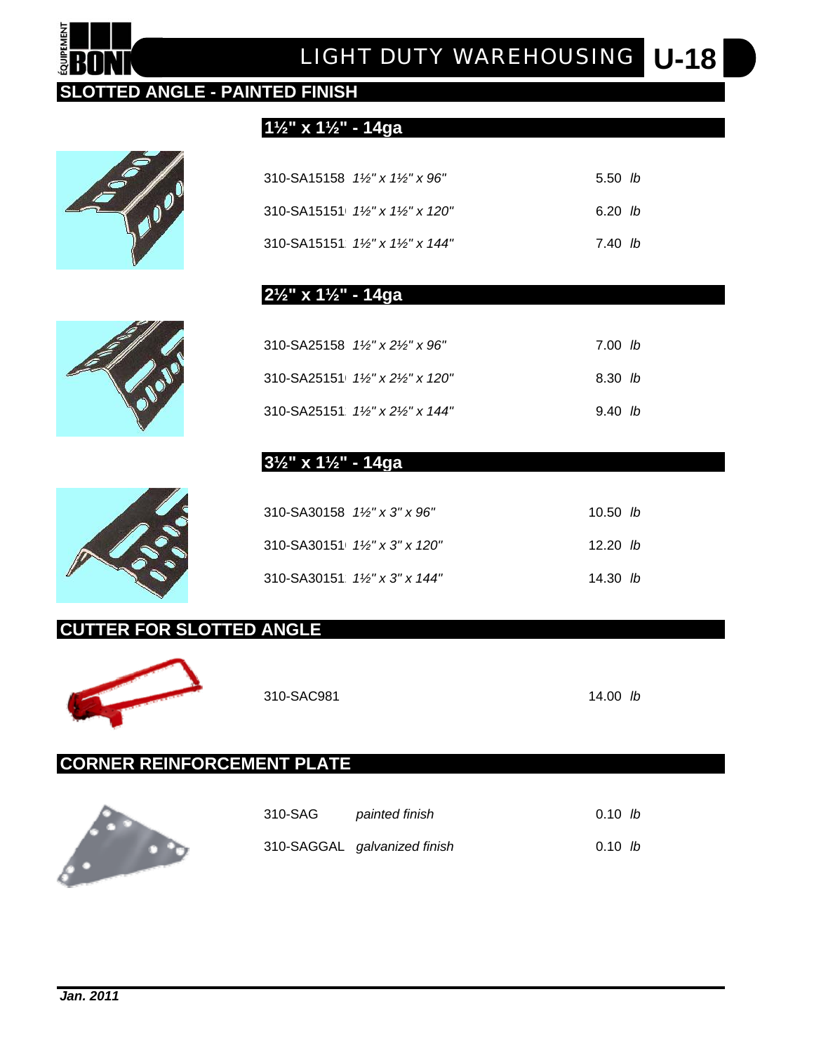# LIGHT DUTY WAREHOUSING U-18

## SLOTTED ANGLE - PAINTED FINISH

### 1½" x 1½" - 14ga

| | | |
|---|---|---|
| 310-SA15158 | *1½" x 1½" x 96"* | 5.50 *lb* |
| 310-SA15151 | *1½" x 1½" x 120"* | 6.20 *lb* |
| 310-SA15151 | *1½" x 1½" x 144"* | 7.40 *lb* |

### 2½" x 1½" - 14ga

| | | |
|---|---|---|
| 310-SA25158 | *1½" x 2½" x 96"* | 7.00 *lb* |
| 310-SA25151 | *1½" x 2½" x 120"* | 8.30 *lb* |
| 310-SA25151 | *1½" x 2½" x 144"* | 9.40 *lb* |

### 3½" x 1½" - 14ga

| | | |
|---|---|---|
| 310-SA30158 | *1½" x 3" x 96"* | 10.50 *lb* |
| 310-SA30151 | *1½" x 3" x 120"* | 12.20 *lb* |
| 310-SA30151 | *1½" x 3" x 144"* | 14.30 *lb* |

## CUTTER FOR SLOTTED ANGLE

| | |
|---|---|
| 310-SAC981 | 14.00 *lb* |

## CORNER REINFORCEMENT PLATE

| | | |
|---|---|---|
| 310-SAG | *painted finish* | 0.10 *lb* |
| 310-SAGGAL | *galvanized finish* | 0.10 *lb* |

***Jan. 2011***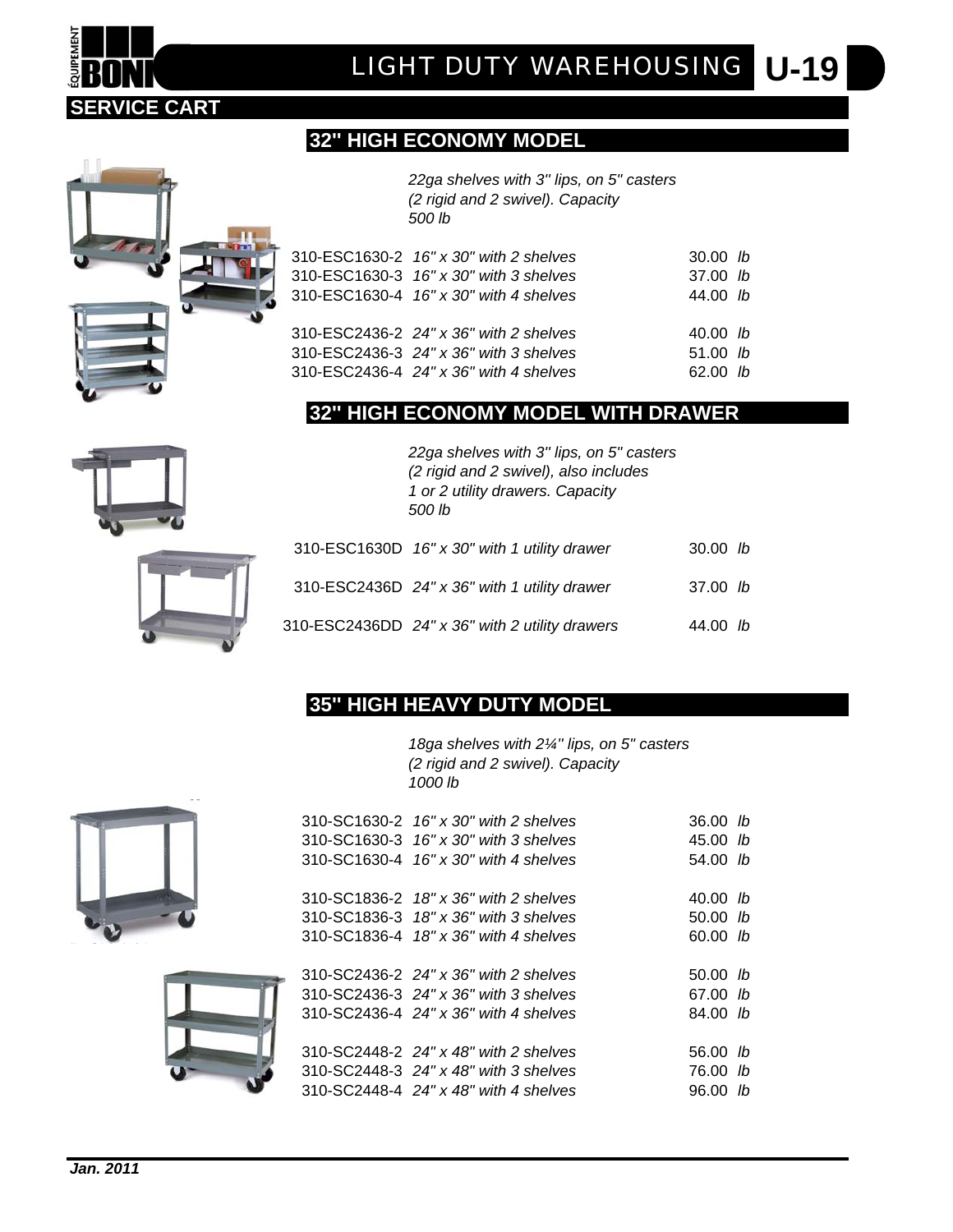# LIGHT DUTY WAREHOUSING U-19

## SERVICE CART

### 32" HIGH ECONOMY MODEL

*22ga shelves with 3" lips, on 5" casters (2 rigid and 2 swivel). Capacity 500 lb*

| | | |
|---|---|---|
| 310-ESC1630-2 | *16" x 30" with 2 shelves* | 30.00 *lb* |
| 310-ESC1630-3 | *16" x 30" with 3 shelves* | 37.00 *lb* |
| 310-ESC1630-4 | *16" x 30" with 4 shelves* | 44.00 *lb* |
| 310-ESC2436-2 | *24" x 36" with 2 shelves* | 40.00 *lb* |
| 310-ESC2436-3 | *24" x 36" with 3 shelves* | 51.00 *lb* |
| 310-ESC2436-4 | *24" x 36" with 4 shelves* | 62.00 *lb* |

### 32" HIGH ECONOMY MODEL WITH DRAWER

*22ga shelves with 3" lips, on 5" casters (2 rigid and 2 swivel), also includes 1 or 2 utility drawers. Capacity 500 lb*

| | | |
|---|---|---|
| 310-ESC1630D | *16" x 30" with 1 utility drawer* | 30.00 *lb* |
| 310-ESC2436D | *24" x 36" with 1 utility drawer* | 37.00 *lb* |
| 310-ESC2436DD | *24" x 36" with 2 utility drawers* | 44.00 *lb* |

### 35" HIGH HEAVY DUTY MODEL

*18ga shelves with 2¼" lips, on 5" casters (2 rigid and 2 swivel). Capacity 1000 lb*

| | | |
|---|---|---|
| 310-SC1630-2 | *16" x 30" with 2 shelves* | 36.00 *lb* |
| 310-SC1630-3 | *16" x 30" with 3 shelves* | 45.00 *lb* |
| 310-SC1630-4 | *16" x 30" with 4 shelves* | 54.00 *lb* |
| 310-SC1836-2 | *18" x 36" with 2 shelves* | 40.00 *lb* |
| 310-SC1836-3 | *18" x 36" with 3 shelves* | 50.00 *lb* |
| 310-SC1836-4 | *18" x 36" with 4 shelves* | 60.00 *lb* |
| 310-SC2436-2 | *24" x 36" with 2 shelves* | 50.00 *lb* |
| 310-SC2436-3 | *24" x 36" with 3 shelves* | 67.00 *lb* |
| 310-SC2436-4 | *24" x 36" with 4 shelves* | 84.00 *lb* |
| 310-SC2448-2 | *24" x 48" with 2 shelves* | 56.00 *lb* |
| 310-SC2448-3 | *24" x 48" with 3 shelves* | 76.00 *lb* |
| 310-SC2448-4 | *24" x 48" with 4 shelves* | 96.00 *lb* |

*Jan. 2011*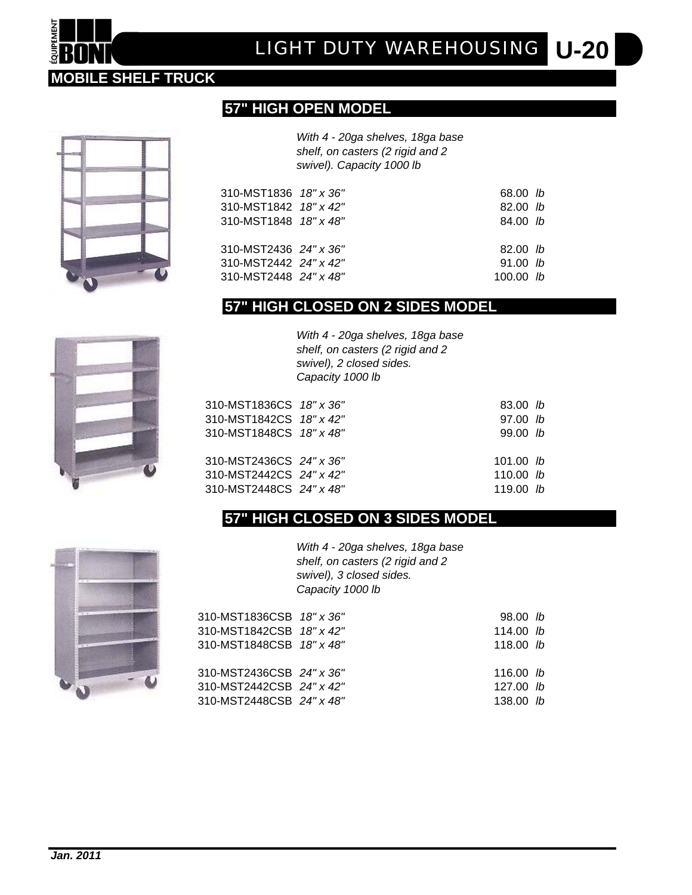# MOBILE SHELF TRUCK

## 57" HIGH OPEN MODEL

*With 4 - 20ga shelves, 18ga base shelf, on casters (2 rigid and 2 swivel). Capacity 1000 lb*

| | | |
|---|---|---|
| 310-MST1836 | *18" x 36"* | 68.00 *lb* |
| 310-MST1842 | *18" x 42"* | 82.00 *lb* |
| 310-MST1848 | *18" x 48"* | 84.00 *lb* |
| 310-MST2436 | *24" x 36"* | 82.00 *lb* |
| 310-MST2442 | *24" x 42"* | 91.00 *lb* |
| 310-MST2448 | *24" x 48"* | 100.00 *lb* |

## 57" HIGH CLOSED ON 2 SIDES MODEL

*With 4 - 20ga shelves, 18ga base shelf, on casters (2 rigid and 2 swivel), 2 closed sides. Capacity 1000 lb*

| | | |
|---|---|---|
| 310-MST1836CS | *18" x 36"* | 83.00 *lb* |
| 310-MST1842CS | *18" x 42"* | 97.00 *lb* |
| 310-MST1848CS | *18" x 48"* | 99.00 *lb* |
| 310-MST2436CS | *24" x 36"* | 101.00 *lb* |
| 310-MST2442CS | *24" x 42"* | 110.00 *lb* |
| 310-MST2448CS | *24" x 48"* | 119.00 *lb* |

## 57" HIGH CLOSED ON 3 SIDES MODEL

*With 4 - 20ga shelves, 18ga base shelf, on casters (2 rigid and 2 swivel), 3 closed sides. Capacity 1000 lb*

| | | |
|---|---|---|
| 310-MST1836CSB | *18" x 36"* | 98.00 *lb* |
| 310-MST1842CSB | *18" x 42"* | 114.00 *lb* |
| 310-MST1848CSB | *18" x 48"* | 118.00 *lb* |
| 310-MST2436CSB | *24" x 36"* | 116.00 *lb* |
| 310-MST2442CSB | *24" x 42"* | 127.00 *lb* |
| 310-MST2448CSB | *24" x 48"* | 138.00 *lb* |